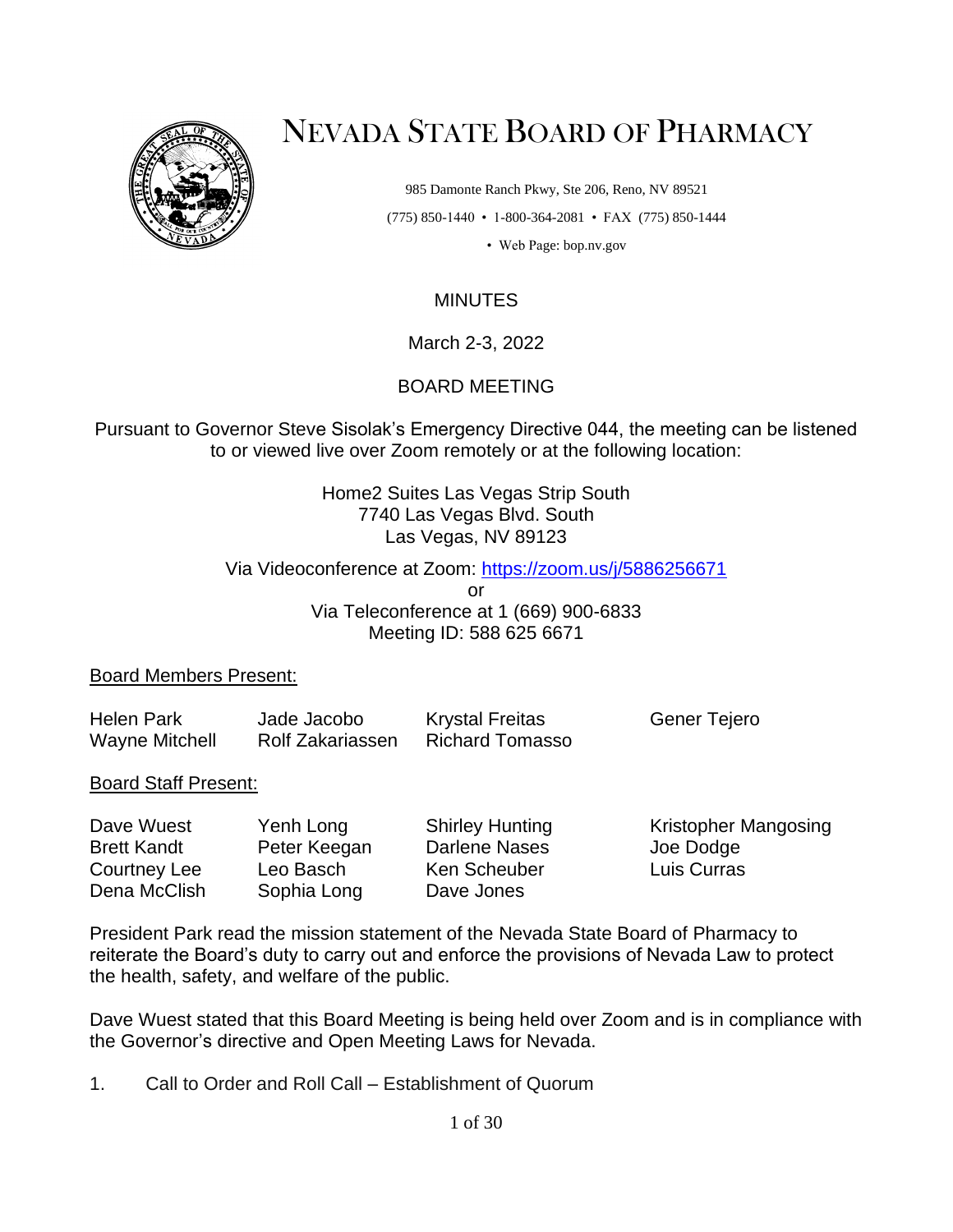# NEVADA STATE BOARD OF PHARMACY

985 Damonte Ranch Pkwy, Ste 206, Reno, NV 89521

(775) 850-1440 • 1-800-364-2081 • FAX (775) 850-1444

• Web Page: bop.nv.gov

## MINUTES

March 2-3, 2022

## BOARD MEETING

Pursuant to Governor Steve Sisolak's Emergency Directive 044, the meeting can be listened to or viewed live over Zoom remotely or at the following location:

Home2 Suites Las Vegas Strip South
7740 Las Vegas Blvd. South
Las Vegas, NV 89123

Via Videoconference at Zoom: https://zoom.us/j/5886256671
or
Via Teleconference at 1 (669) 900-6833
Meeting ID: 588 625 6671

Board Members Present:

| | | | |
|---|---|---|---|
| Helen Park | Jade Jacobo | Krystal Freitas | Gener Tejero |
| Wayne Mitchell | Rolf Zakariassen | Richard Tomasso | |

Board Staff Present:

| | | | |
|---|---|---|---|
| Dave Wuest | Yenh Long | Shirley Hunting | Kristopher Mangosing |
| Brett Kandt | Peter Keegan | Darlene Nases | Joe Dodge |
| Courtney Lee | Leo Basch | Ken Scheuber | Luis Curras |
| Dena McClish | Sophia Long | Dave Jones | |

President Park read the mission statement of the Nevada State Board of Pharmacy to reiterate the Board's duty to carry out and enforce the provisions of Nevada Law to protect the health, safety, and welfare of the public.

Dave Wuest stated that this Board Meeting is being held over Zoom and is in compliance with the Governor's directive and Open Meeting Laws for Nevada.

1. Call to Order and Roll Call – Establishment of Quorum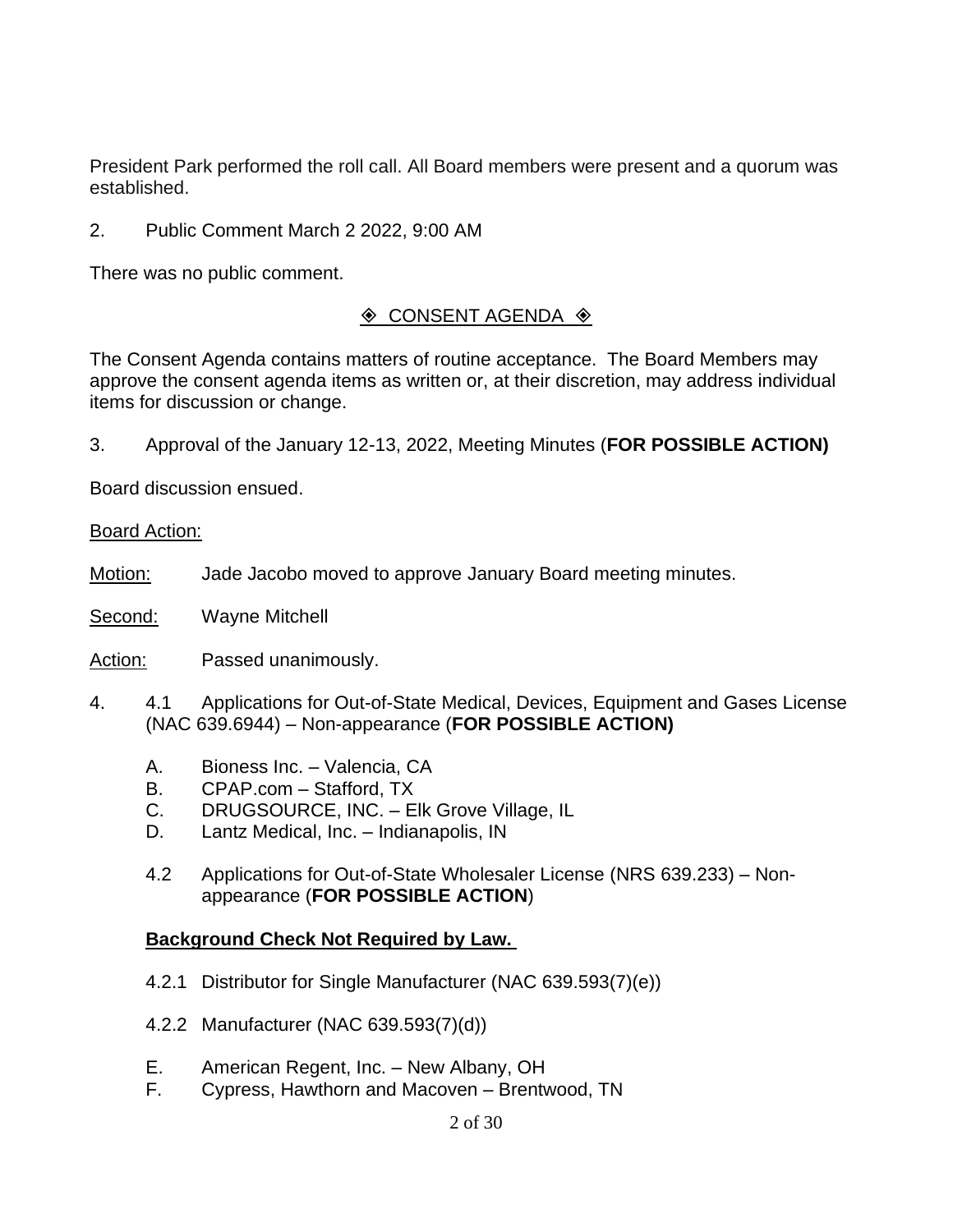President Park performed the roll call. All Board members were present and a quorum was established.

2. Public Comment March 2 2022, 9:00 AM

There was no public comment.

◈ CONSENT AGENDA ◈

The Consent Agenda contains matters of routine acceptance. The Board Members may approve the consent agenda items as written or, at their discretion, may address individual items for discussion or change.

3. Approval of the January 12-13, 2022, Meeting Minutes (**FOR POSSIBLE ACTION)**

Board discussion ensued.

Board Action:

Motion: Jade Jacobo moved to approve January Board meeting minutes.

Second: Wayne Mitchell

Action: Passed unanimously.

4. 4.1 Applications for Out-of-State Medical, Devices, Equipment and Gases License (NAC 639.6944) – Non-appearance (**FOR POSSIBLE ACTION)**

   A. Bioness Inc. – Valencia, CA
   B. CPAP.com – Stafford, TX
   C. DRUGSOURCE, INC. – Elk Grove Village, IL
   D. Lantz Medical, Inc. – Indianapolis, IN

   4.2 Applications for Out-of-State Wholesaler License (NRS 639.233) – Non-appearance (**FOR POSSIBLE ACTION**)

**Background Check Not Required by Law.**

   4.2.1 Distributor for Single Manufacturer (NAC 639.593(7)(e))

   4.2.2 Manufacturer (NAC 639.593(7)(d))

   E. American Regent, Inc. – New Albany, OH
   F. Cypress, Hawthorn and Macoven – Brentwood, TN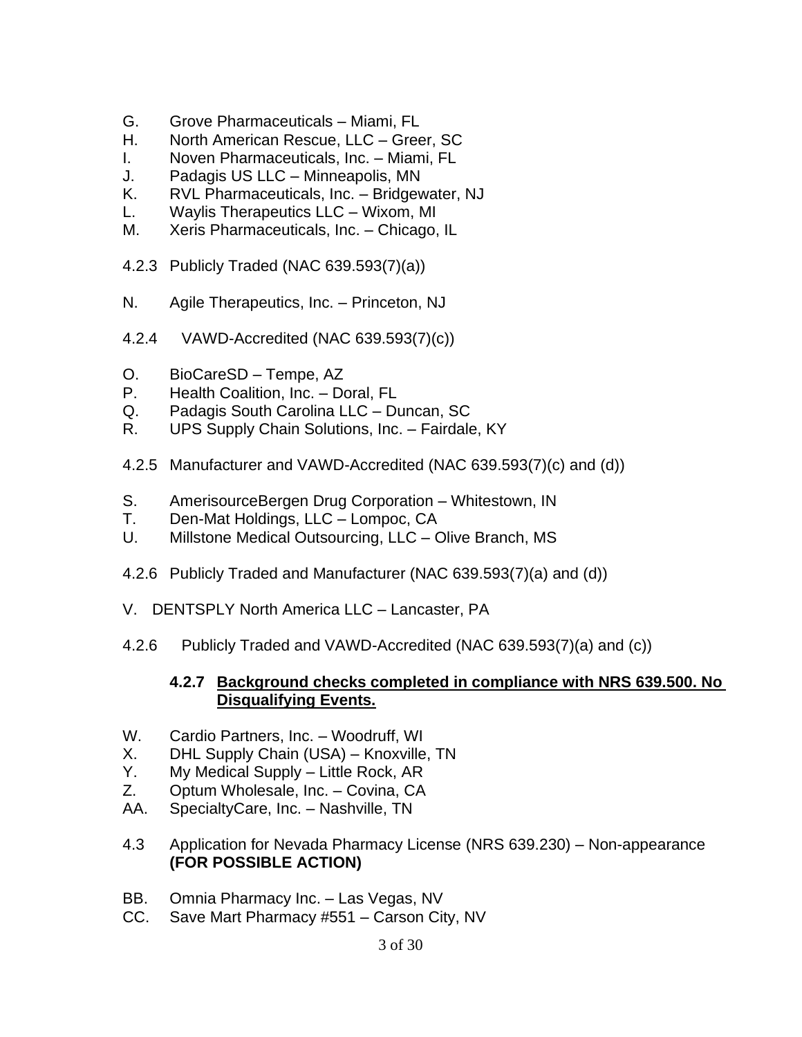G. Grove Pharmaceuticals – Miami, FL
H. North American Rescue, LLC – Greer, SC
I. Noven Pharmaceuticals, Inc. – Miami, FL
J. Padagis US LLC – Minneapolis, MN
K. RVL Pharmaceuticals, Inc. – Bridgewater, NJ
L. Waylis Therapeutics LLC – Wixom, MI
M. Xeris Pharmaceuticals, Inc. – Chicago, IL

4.2.3 Publicly Traded (NAC 639.593(7)(a))

N. Agile Therapeutics, Inc. – Princeton, NJ

4.2.4 VAWD-Accredited (NAC 639.593(7)(c))

O. BioCareSD – Tempe, AZ
P. Health Coalition, Inc. – Doral, FL
Q. Padagis South Carolina LLC – Duncan, SC
R. UPS Supply Chain Solutions, Inc. – Fairdale, KY

4.2.5 Manufacturer and VAWD-Accredited (NAC 639.593(7)(c) and (d))

S. AmerisourceBergen Drug Corporation – Whitestown, IN
T. Den-Mat Holdings, LLC – Lompoc, CA
U. Millstone Medical Outsourcing, LLC – Olive Branch, MS

4.2.6 Publicly Traded and Manufacturer (NAC 639.593(7)(a) and (d))

V. DENTSPLY North America LLC – Lancaster, PA

4.2.6 Publicly Traded and VAWD-Accredited (NAC 639.593(7)(a) and (c))

**4.2.7 Background checks completed in compliance with NRS 639.500. No Disqualifying Events.**

W. Cardio Partners, Inc. – Woodruff, WI
X. DHL Supply Chain (USA) – Knoxville, TN
Y. My Medical Supply – Little Rock, AR
Z. Optum Wholesale, Inc. – Covina, CA
AA. SpecialtyCare, Inc. – Nashville, TN

4.3 Application for Nevada Pharmacy License (NRS 639.230) – Non-appearance **(FOR POSSIBLE ACTION)**

BB. Omnia Pharmacy Inc. – Las Vegas, NV
CC. Save Mart Pharmacy #551 – Carson City, NV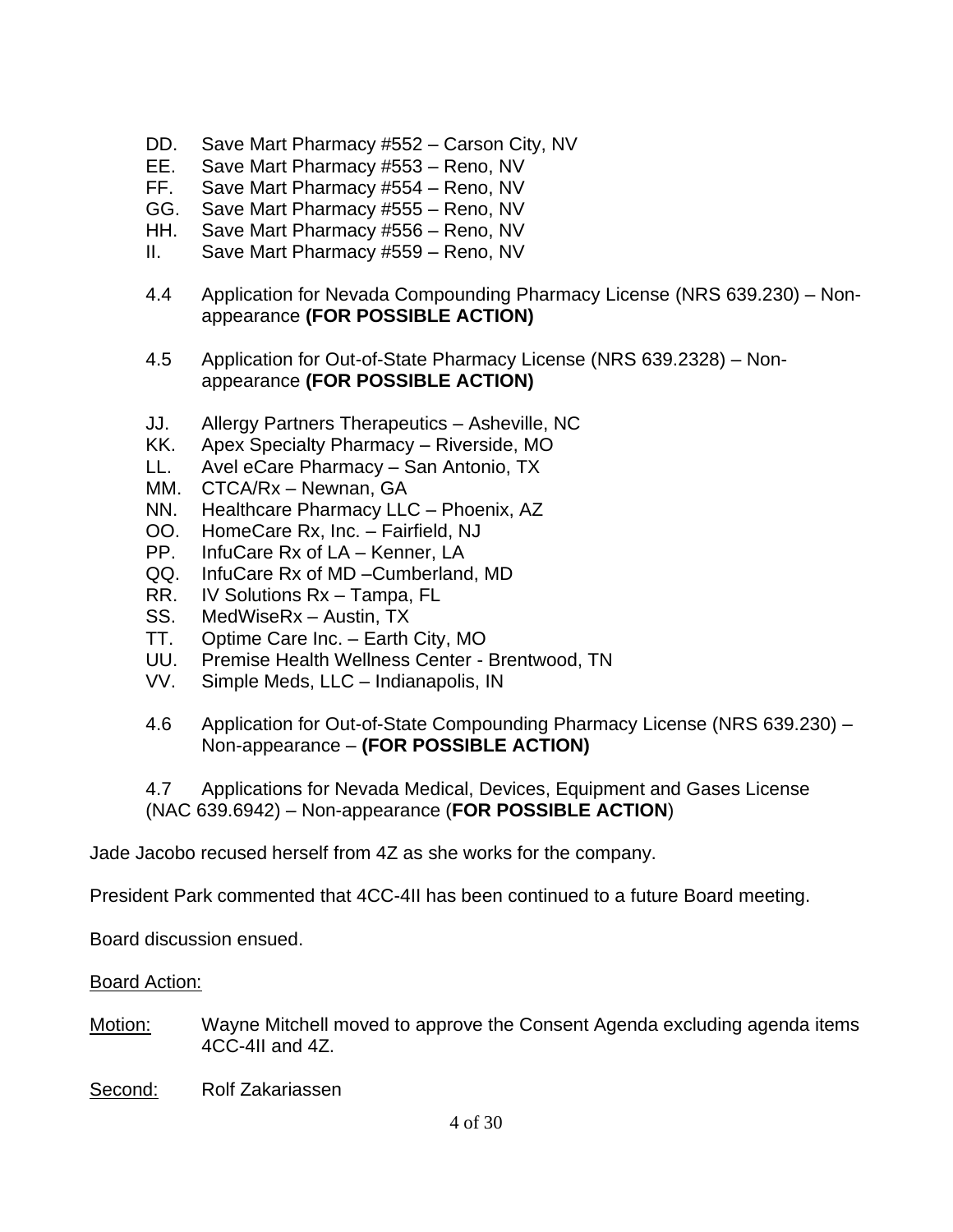DD. Save Mart Pharmacy #552 – Carson City, NV
EE. Save Mart Pharmacy #553 – Reno, NV
FF. Save Mart Pharmacy #554 – Reno, NV
GG. Save Mart Pharmacy #555 – Reno, NV
HH. Save Mart Pharmacy #556 – Reno, NV
II. Save Mart Pharmacy #559 – Reno, NV

4.4 Application for Nevada Compounding Pharmacy License (NRS 639.230) – Non-appearance **(FOR POSSIBLE ACTION)**

4.5 Application for Out-of-State Pharmacy License (NRS 639.2328) – Non-appearance **(FOR POSSIBLE ACTION)**

JJ. Allergy Partners Therapeutics – Asheville, NC
KK. Apex Specialty Pharmacy – Riverside, MO
LL. Avel eCare Pharmacy – San Antonio, TX
MM. CTCA/Rx – Newnan, GA
NN. Healthcare Pharmacy LLC – Phoenix, AZ
OO. HomeCare Rx, Inc. – Fairfield, NJ
PP. InfuCare Rx of LA – Kenner, LA
QQ. InfuCare Rx of MD –Cumberland, MD
RR. IV Solutions Rx – Tampa, FL
SS. MedWiseRx – Austin, TX
TT. Optime Care Inc. – Earth City, MO
UU. Premise Health Wellness Center - Brentwood, TN
VV. Simple Meds, LLC – Indianapolis, IN

4.6 Application for Out-of-State Compounding Pharmacy License (NRS 639.230) – Non-appearance – **(FOR POSSIBLE ACTION)**

4.7 Applications for Nevada Medical, Devices, Equipment and Gases License (NAC 639.6942) – Non-appearance (**FOR POSSIBLE ACTION**)

Jade Jacobo recused herself from 4Z as she works for the company.

President Park commented that 4CC-4II has been continued to a future Board meeting.

Board discussion ensued.

Board Action:

Motion: Wayne Mitchell moved to approve the Consent Agenda excluding agenda items 4CC-4II and 4Z.

Second: Rolf Zakariassen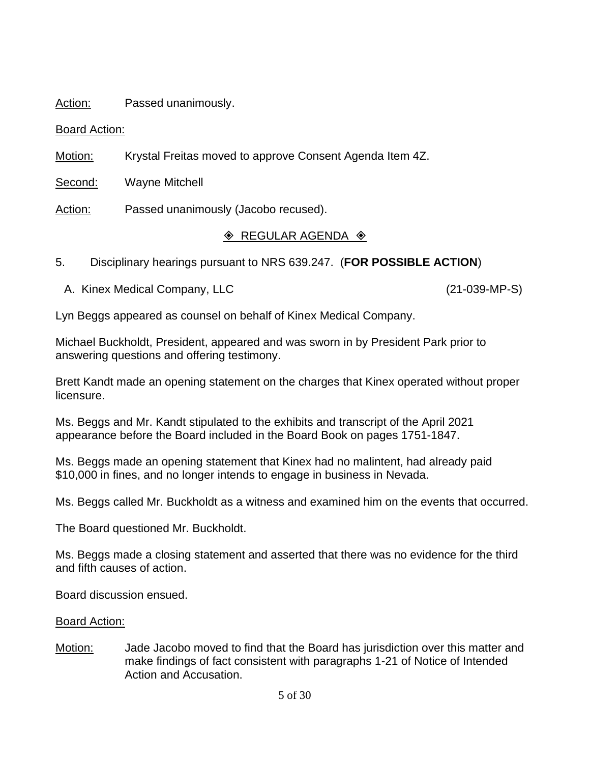Action: Passed unanimously.

Board Action:

Motion: Krystal Freitas moved to approve Consent Agenda Item 4Z.

Second: Wayne Mitchell

Action: Passed unanimously (Jacobo recused).

## ◈ REGULAR AGENDA ◈

5. Disciplinary hearings pursuant to NRS 639.247. (**FOR POSSIBLE ACTION**)

A. Kinex Medical Company, LLC (21-039-MP-S)

Lyn Beggs appeared as counsel on behalf of Kinex Medical Company.

Michael Buckholdt, President, appeared and was sworn in by President Park prior to answering questions and offering testimony.

Brett Kandt made an opening statement on the charges that Kinex operated without proper licensure.

Ms. Beggs and Mr. Kandt stipulated to the exhibits and transcript of the April 2021 appearance before the Board included in the Board Book on pages 1751-1847.

Ms. Beggs made an opening statement that Kinex had no malintent, had already paid $10,000 in fines, and no longer intends to engage in business in Nevada.

Ms. Beggs called Mr. Buckholdt as a witness and examined him on the events that occurred.

The Board questioned Mr. Buckholdt.

Ms. Beggs made a closing statement and asserted that there was no evidence for the third and fifth causes of action.

Board discussion ensued.

Board Action:

Motion: Jade Jacobo moved to find that the Board has jurisdiction over this matter and make findings of fact consistent with paragraphs 1-21 of Notice of Intended Action and Accusation.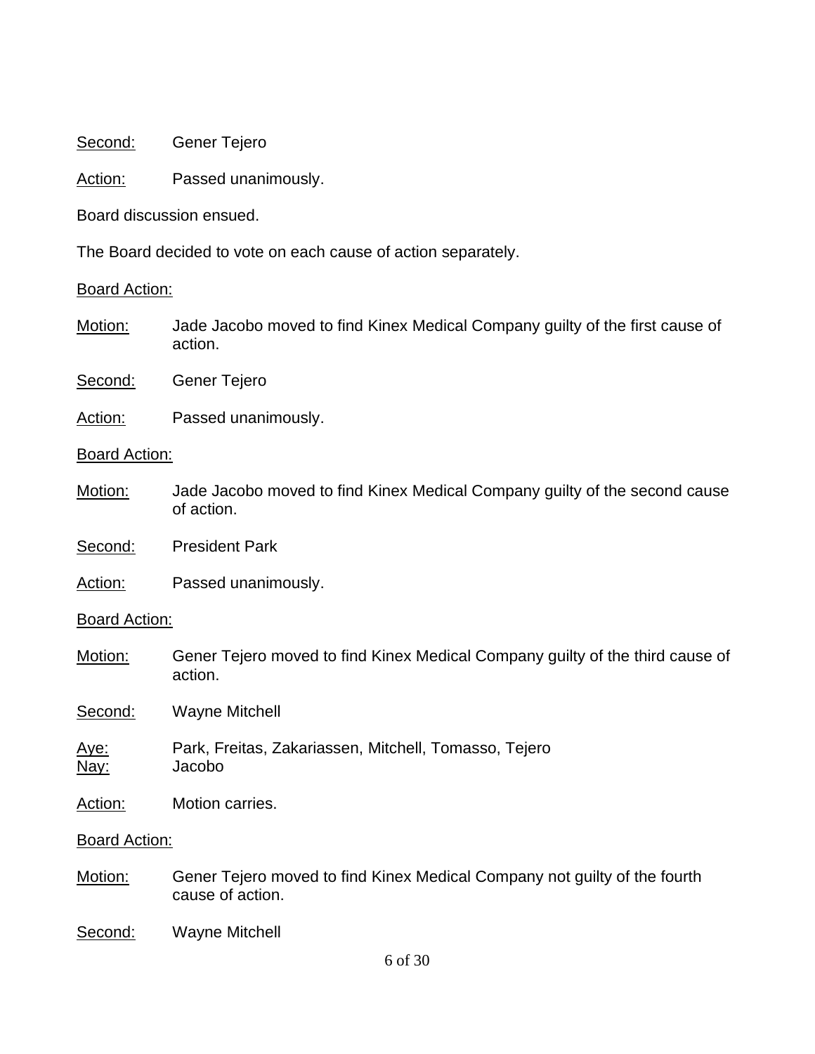Second: Gener Tejero

Action: Passed unanimously.

Board discussion ensued.

The Board decided to vote on each cause of action separately.

Board Action:

Motion: Jade Jacobo moved to find Kinex Medical Company guilty of the first cause of action.

Second: Gener Tejero

Action: Passed unanimously.

Board Action:

Motion: Jade Jacobo moved to find Kinex Medical Company guilty of the second cause of action.

Second: President Park

Action: Passed unanimously.

Board Action:

Motion: Gener Tejero moved to find Kinex Medical Company guilty of the third cause of action.

Second: Wayne Mitchell

Aye: Park, Freitas, Zakariassen, Mitchell, Tomasso, Tejero
Nay: Jacobo

Action: Motion carries.

Board Action:

Motion: Gener Tejero moved to find Kinex Medical Company not guilty of the fourth cause of action.

Second: Wayne Mitchell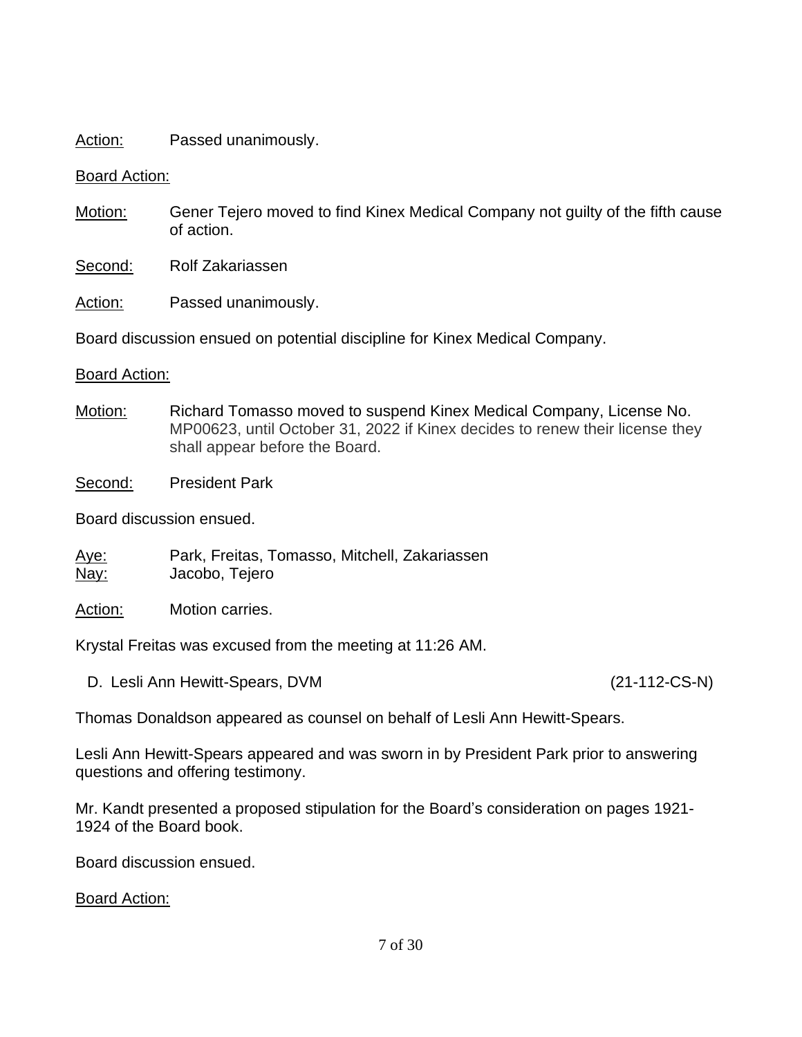Action: Passed unanimously.

Board Action:

Motion: Gener Tejero moved to find Kinex Medical Company not guilty of the fifth cause of action.

Second: Rolf Zakariassen

Action: Passed unanimously.

Board discussion ensued on potential discipline for Kinex Medical Company.

Board Action:

Motion: Richard Tomasso moved to suspend Kinex Medical Company, License No. MP00623, until October 31, 2022 if Kinex decides to renew their license they shall appear before the Board.

Second: President Park

Board discussion ensued.

Aye: Park, Freitas, Tomasso, Mitchell, Zakariassen
Nay: Jacobo, Tejero

Action: Motion carries.

Krystal Freitas was excused from the meeting at 11:26 AM.

D. Lesli Ann Hewitt-Spears, DVM (21-112-CS-N)

Thomas Donaldson appeared as counsel on behalf of Lesli Ann Hewitt-Spears.

Lesli Ann Hewitt-Spears appeared and was sworn in by President Park prior to answering questions and offering testimony.

Mr. Kandt presented a proposed stipulation for the Board's consideration on pages 1921-1924 of the Board book.

Board discussion ensued.

Board Action: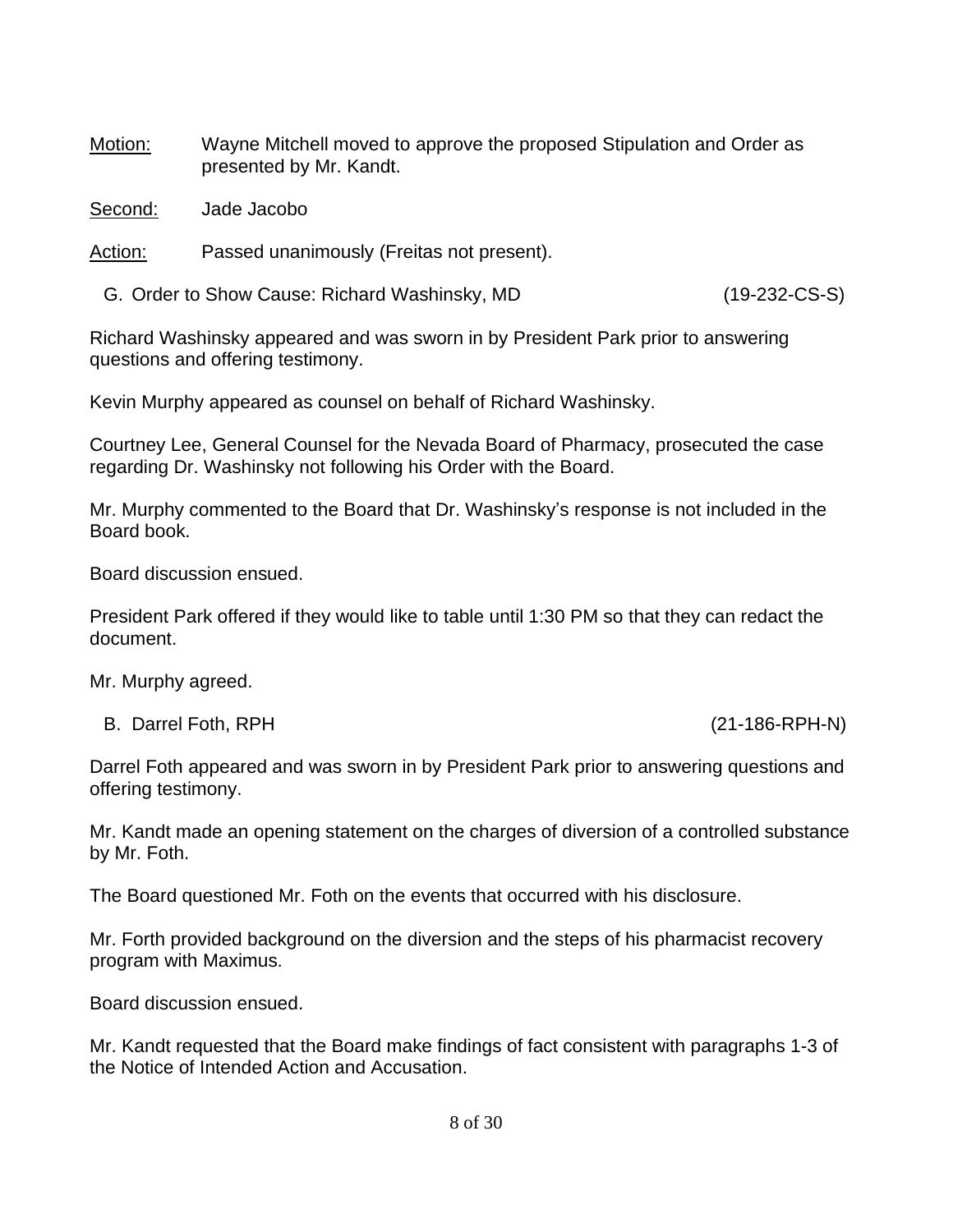Motion: Wayne Mitchell moved to approve the proposed Stipulation and Order as presented by Mr. Kandt.

Second: Jade Jacobo

Action: Passed unanimously (Freitas not present).

G. Order to Show Cause: Richard Washinsky, MD (19-232-CS-S)

Richard Washinsky appeared and was sworn in by President Park prior to answering questions and offering testimony.

Kevin Murphy appeared as counsel on behalf of Richard Washinsky.

Courtney Lee, General Counsel for the Nevada Board of Pharmacy, prosecuted the case regarding Dr. Washinsky not following his Order with the Board.

Mr. Murphy commented to the Board that Dr. Washinsky's response is not included in the Board book.

Board discussion ensued.

President Park offered if they would like to table until 1:30 PM so that they can redact the document.

Mr. Murphy agreed.

B. Darrel Foth, RPH (21-186-RPH-N)

Darrel Foth appeared and was sworn in by President Park prior to answering questions and offering testimony.

Mr. Kandt made an opening statement on the charges of diversion of a controlled substance by Mr. Foth.

The Board questioned Mr. Foth on the events that occurred with his disclosure.

Mr. Forth provided background on the diversion and the steps of his pharmacist recovery program with Maximus.

Board discussion ensued.

Mr. Kandt requested that the Board make findings of fact consistent with paragraphs 1-3 of the Notice of Intended Action and Accusation.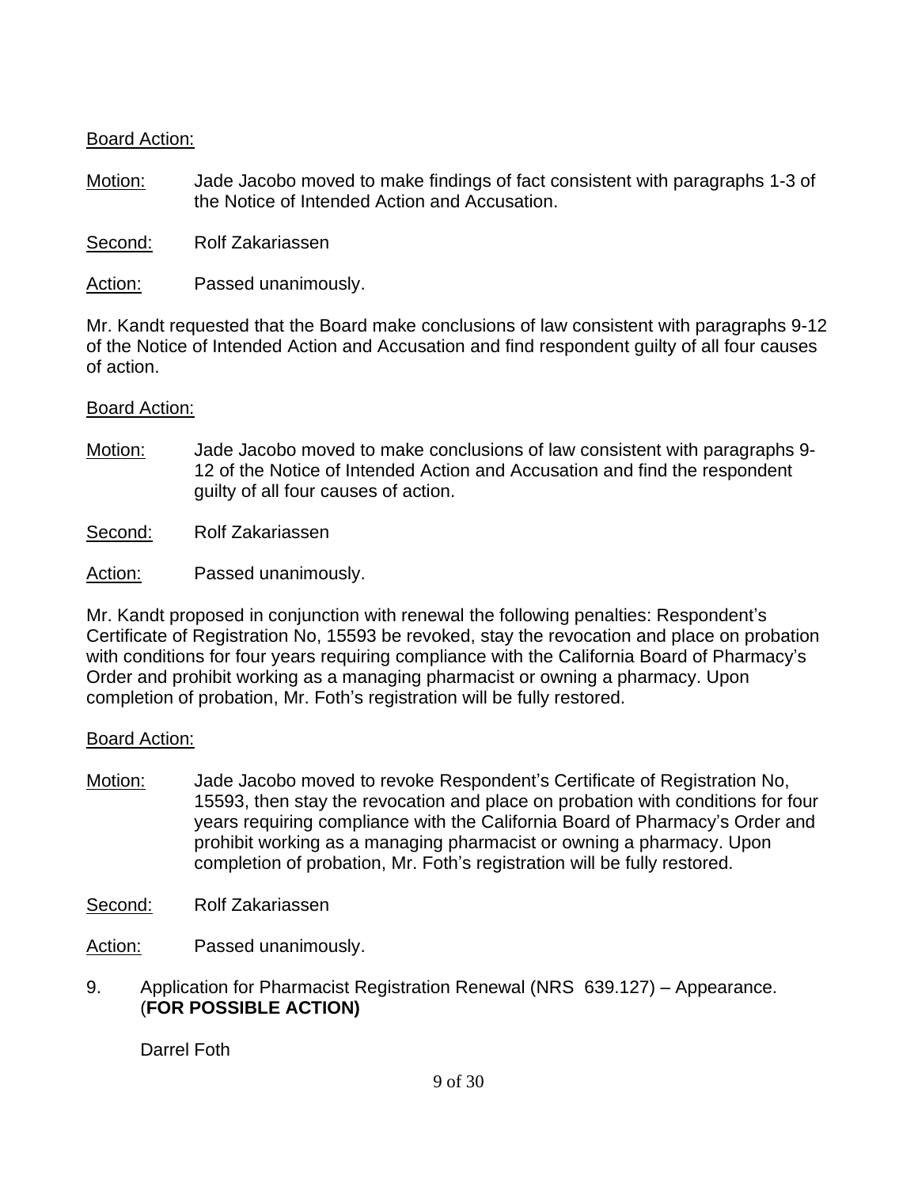Board Action:

Motion: Jade Jacobo moved to make findings of fact consistent with paragraphs 1-3 of the Notice of Intended Action and Accusation.

Second: Rolf Zakariassen

Action: Passed unanimously.

Mr. Kandt requested that the Board make conclusions of law consistent with paragraphs 9-12 of the Notice of Intended Action and Accusation and find respondent guilty of all four causes of action.

Board Action:

Motion: Jade Jacobo moved to make conclusions of law consistent with paragraphs 9-12 of the Notice of Intended Action and Accusation and find the respondent guilty of all four causes of action.

Second: Rolf Zakariassen

Action: Passed unanimously.

Mr. Kandt proposed in conjunction with renewal the following penalties: Respondent's Certificate of Registration No, 15593 be revoked, stay the revocation and place on probation with conditions for four years requiring compliance with the California Board of Pharmacy's Order and prohibit working as a managing pharmacist or owning a pharmacy. Upon completion of probation, Mr. Foth's registration will be fully restored.

Board Action:

Motion: Jade Jacobo moved to revoke Respondent's Certificate of Registration No, 15593, then stay the revocation and place on probation with conditions for four years requiring compliance with the California Board of Pharmacy's Order and prohibit working as a managing pharmacist or owning a pharmacy. Upon completion of probation, Mr. Foth's registration will be fully restored.

Second: Rolf Zakariassen

Action: Passed unanimously.

9. Application for Pharmacist Registration Renewal (NRS 639.127) – Appearance. (**FOR POSSIBLE ACTION)**

   Darrel Foth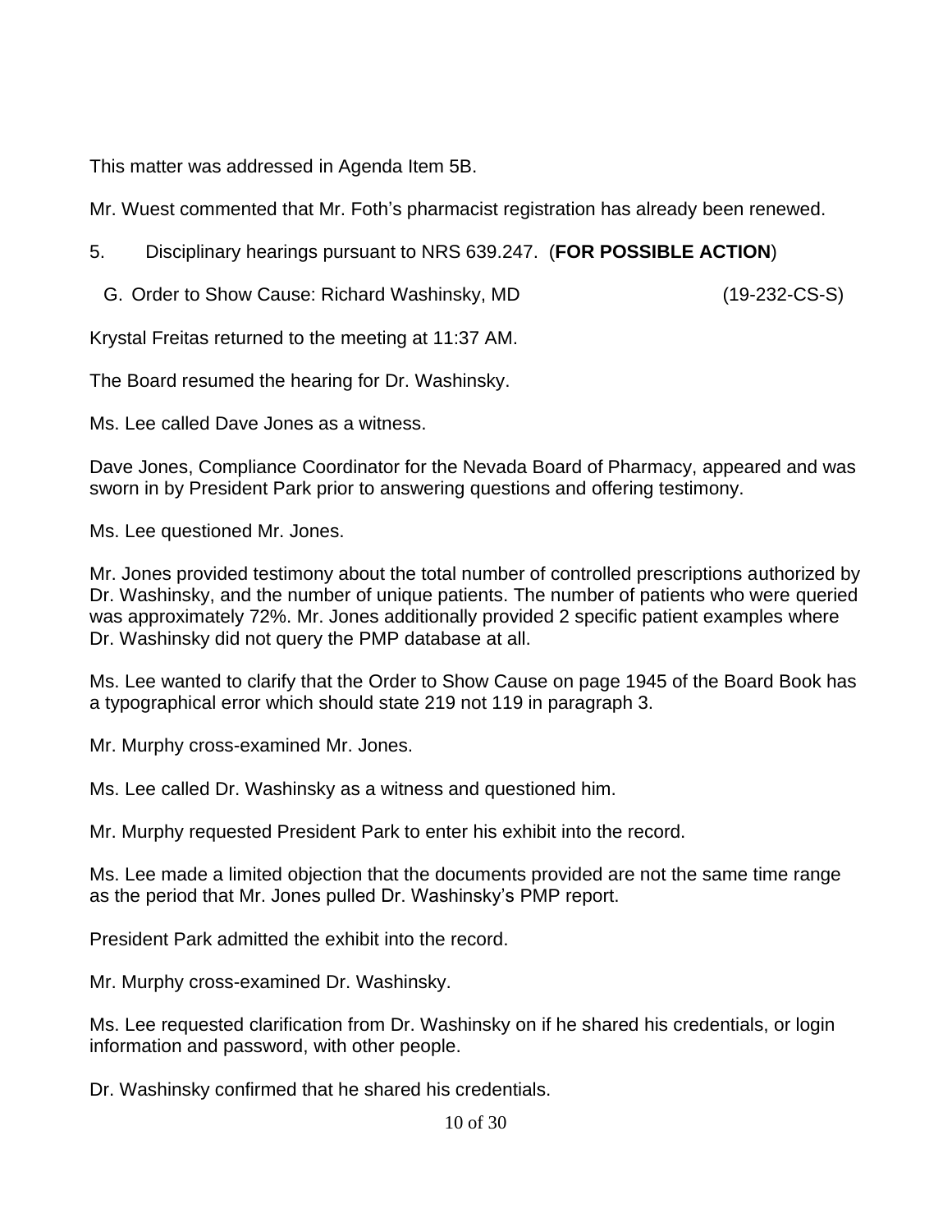This matter was addressed in Agenda Item 5B.

Mr. Wuest commented that Mr. Foth's pharmacist registration has already been renewed.

5. Disciplinary hearings pursuant to NRS 639.247. (**FOR POSSIBLE ACTION**)

G. Order to Show Cause: Richard Washinsky, MD (19-232-CS-S)

Krystal Freitas returned to the meeting at 11:37 AM.

The Board resumed the hearing for Dr. Washinsky.

Ms. Lee called Dave Jones as a witness.

Dave Jones, Compliance Coordinator for the Nevada Board of Pharmacy, appeared and was sworn in by President Park prior to answering questions and offering testimony.

Ms. Lee questioned Mr. Jones.

Mr. Jones provided testimony about the total number of controlled prescriptions authorized by Dr. Washinsky, and the number of unique patients. The number of patients who were queried was approximately 72%. Mr. Jones additionally provided 2 specific patient examples where Dr. Washinsky did not query the PMP database at all.

Ms. Lee wanted to clarify that the Order to Show Cause on page 1945 of the Board Book has a typographical error which should state 219 not 119 in paragraph 3.

Mr. Murphy cross-examined Mr. Jones.

Ms. Lee called Dr. Washinsky as a witness and questioned him.

Mr. Murphy requested President Park to enter his exhibit into the record.

Ms. Lee made a limited objection that the documents provided are not the same time range as the period that Mr. Jones pulled Dr. Washinsky's PMP report.

President Park admitted the exhibit into the record.

Mr. Murphy cross-examined Dr. Washinsky.

Ms. Lee requested clarification from Dr. Washinsky on if he shared his credentials, or login information and password, with other people.

Dr. Washinsky confirmed that he shared his credentials.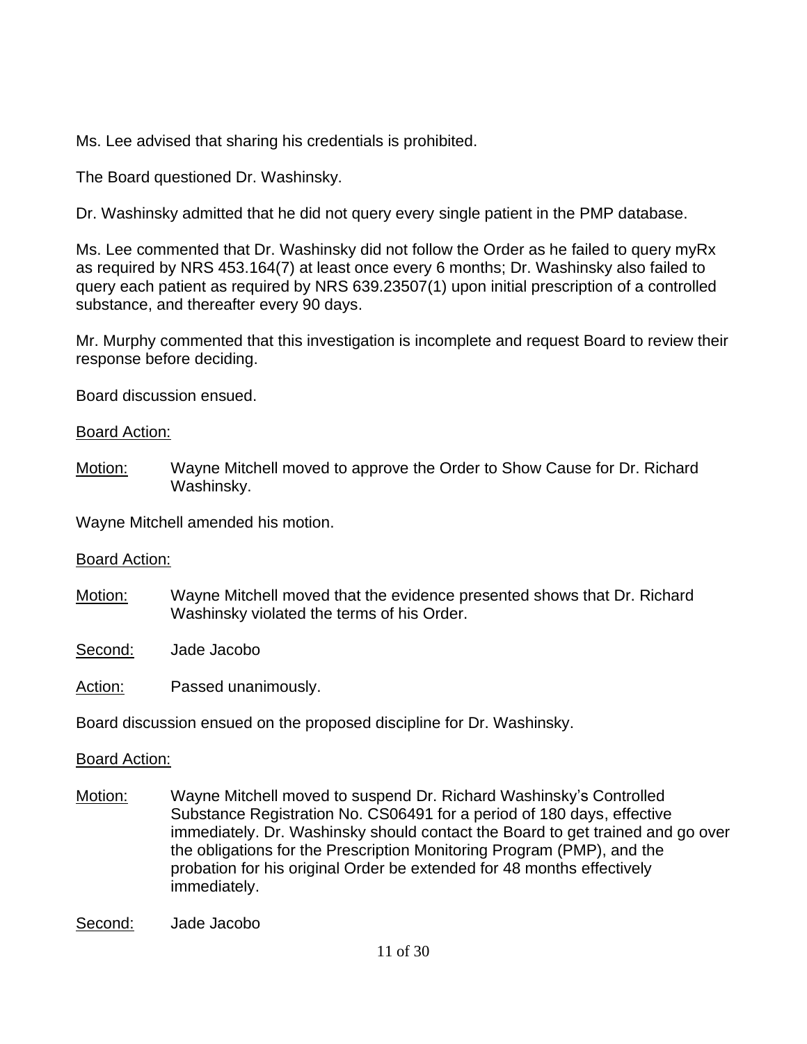Ms. Lee advised that sharing his credentials is prohibited.

The Board questioned Dr. Washinsky.

Dr. Washinsky admitted that he did not query every single patient in the PMP database.

Ms. Lee commented that Dr. Washinsky did not follow the Order as he failed to query myRx as required by NRS 453.164(7) at least once every 6 months; Dr. Washinsky also failed to query each patient as required by NRS 639.23507(1) upon initial prescription of a controlled substance, and thereafter every 90 days.

Mr. Murphy commented that this investigation is incomplete and request Board to review their response before deciding.

Board discussion ensued.

Board Action:

Motion: Wayne Mitchell moved to approve the Order to Show Cause for Dr. Richard Washinsky.

Wayne Mitchell amended his motion.

Board Action:

Motion: Wayne Mitchell moved that the evidence presented shows that Dr. Richard Washinsky violated the terms of his Order.

Second: Jade Jacobo

Action: Passed unanimously.

Board discussion ensued on the proposed discipline for Dr. Washinsky.

Board Action:

Motion: Wayne Mitchell moved to suspend Dr. Richard Washinsky's Controlled Substance Registration No. CS06491 for a period of 180 days, effective immediately. Dr. Washinsky should contact the Board to get trained and go over the obligations for the Prescription Monitoring Program (PMP), and the probation for his original Order be extended for 48 months effectively immediately.

Second: Jade Jacobo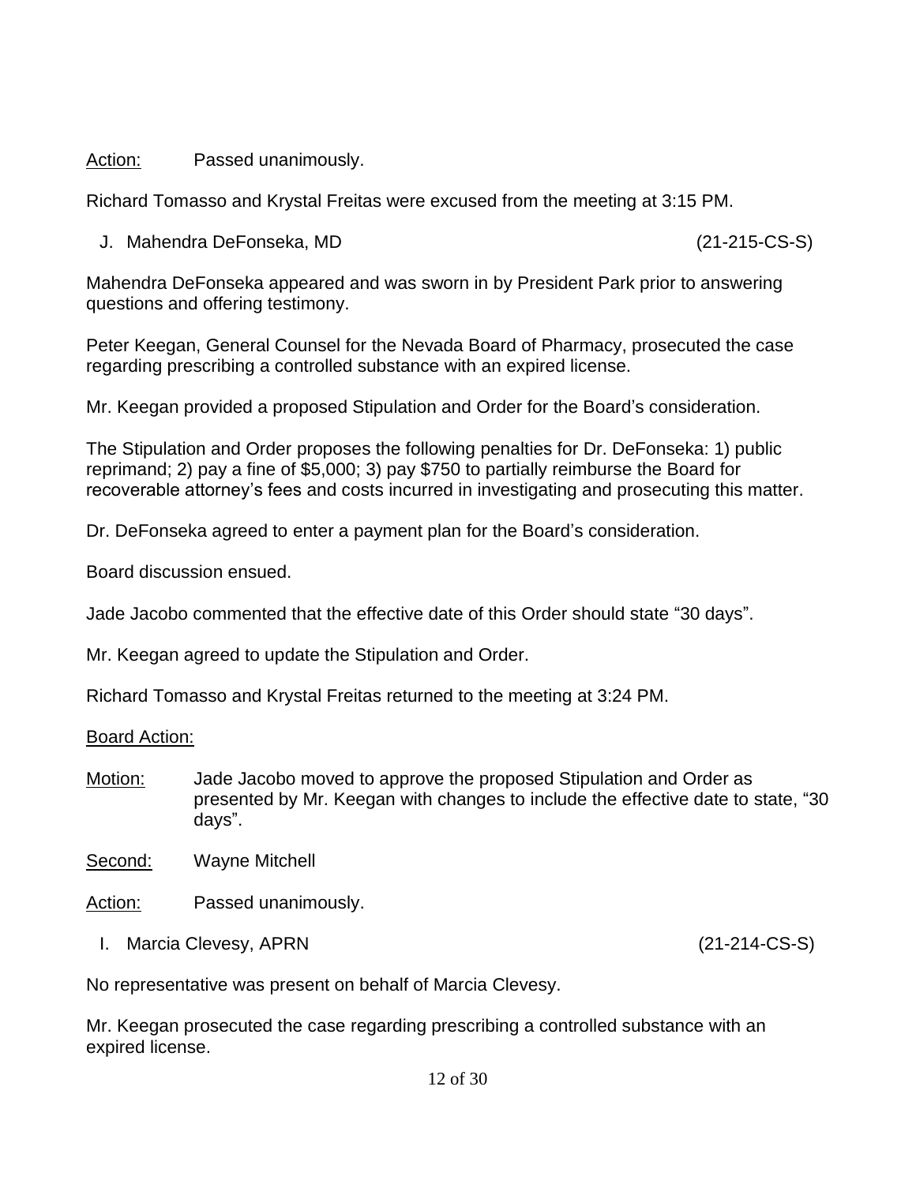Action: Passed unanimously.

Richard Tomasso and Krystal Freitas were excused from the meeting at 3:15 PM.

J. Mahendra DeFonseka, MD (21-215-CS-S)

Mahendra DeFonseka appeared and was sworn in by President Park prior to answering questions and offering testimony.

Peter Keegan, General Counsel for the Nevada Board of Pharmacy, prosecuted the case regarding prescribing a controlled substance with an expired license.

Mr. Keegan provided a proposed Stipulation and Order for the Board's consideration.

The Stipulation and Order proposes the following penalties for Dr. DeFonseka: 1) public reprimand; 2) pay a fine of $5,000; 3) pay $750 to partially reimburse the Board for recoverable attorney's fees and costs incurred in investigating and prosecuting this matter.

Dr. DeFonseka agreed to enter a payment plan for the Board's consideration.

Board discussion ensued.

Jade Jacobo commented that the effective date of this Order should state "30 days".

Mr. Keegan agreed to update the Stipulation and Order.

Richard Tomasso and Krystal Freitas returned to the meeting at 3:24 PM.

Board Action:

Motion: Jade Jacobo moved to approve the proposed Stipulation and Order as presented by Mr. Keegan with changes to include the effective date to state, "30 days".

Second: Wayne Mitchell

Action: Passed unanimously.

I. Marcia Clevesy, APRN (21-214-CS-S)

No representative was present on behalf of Marcia Clevesy.

Mr. Keegan prosecuted the case regarding prescribing a controlled substance with an expired license.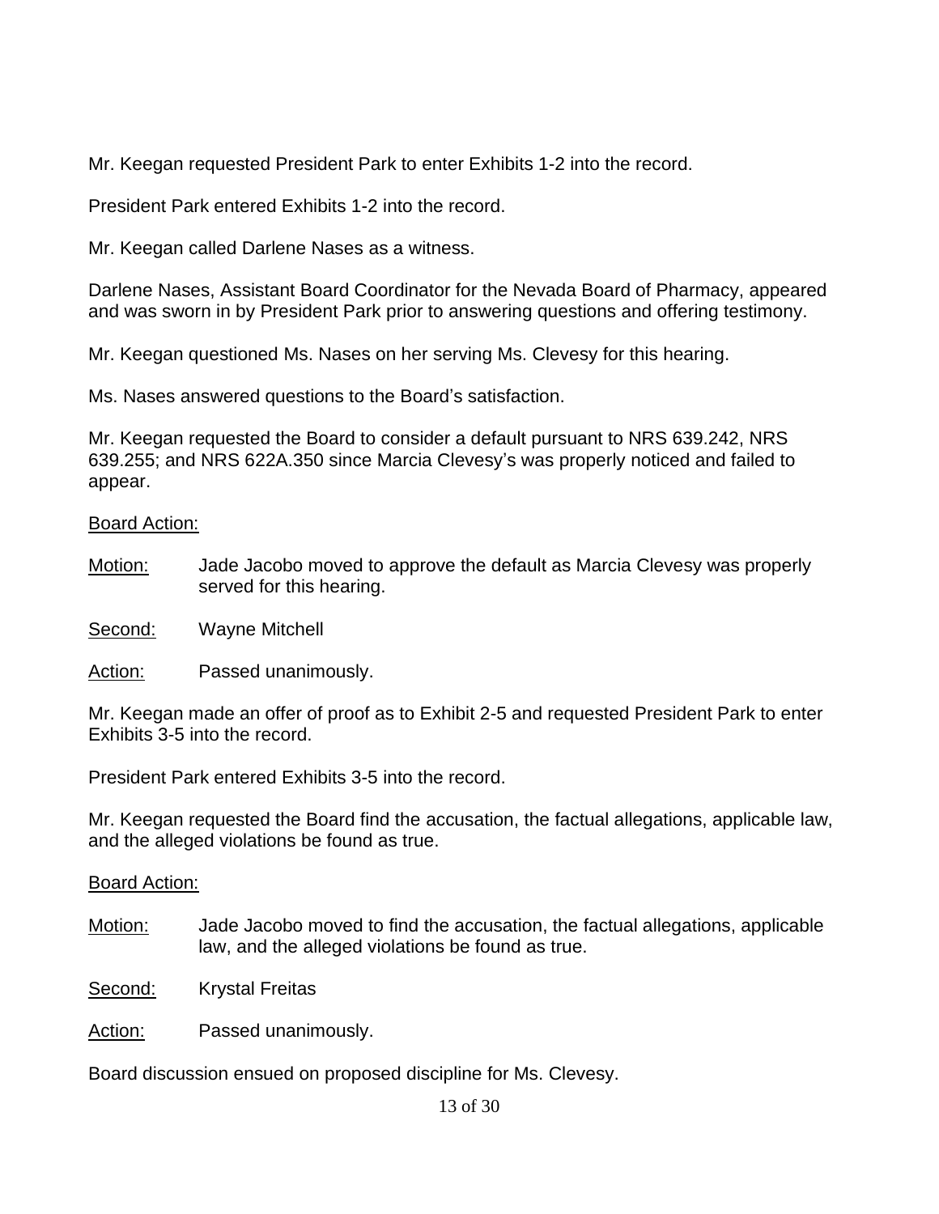Mr. Keegan requested President Park to enter Exhibits 1-2 into the record.

President Park entered Exhibits 1-2 into the record.

Mr. Keegan called Darlene Nases as a witness.

Darlene Nases, Assistant Board Coordinator for the Nevada Board of Pharmacy, appeared and was sworn in by President Park prior to answering questions and offering testimony.

Mr. Keegan questioned Ms. Nases on her serving Ms. Clevesy for this hearing.

Ms. Nases answered questions to the Board's satisfaction.

Mr. Keegan requested the Board to consider a default pursuant to NRS 639.242, NRS 639.255; and NRS 622A.350 since Marcia Clevesy's was properly noticed and failed to appear.

<u>Board Action:</u>

<u>Motion:</u> Jade Jacobo moved to approve the default as Marcia Clevesy was properly served for this hearing.

<u>Second:</u> Wayne Mitchell

<u>Action:</u> Passed unanimously.

Mr. Keegan made an offer of proof as to Exhibit 2-5 and requested President Park to enter Exhibits 3-5 into the record.

President Park entered Exhibits 3-5 into the record.

Mr. Keegan requested the Board find the accusation, the factual allegations, applicable law, and the alleged violations be found as true.

<u>Board Action:</u>

<u>Motion:</u> Jade Jacobo moved to find the accusation, the factual allegations, applicable law, and the alleged violations be found as true.

<u>Second:</u> Krystal Freitas

<u>Action:</u> Passed unanimously.

Board discussion ensued on proposed discipline for Ms. Clevesy.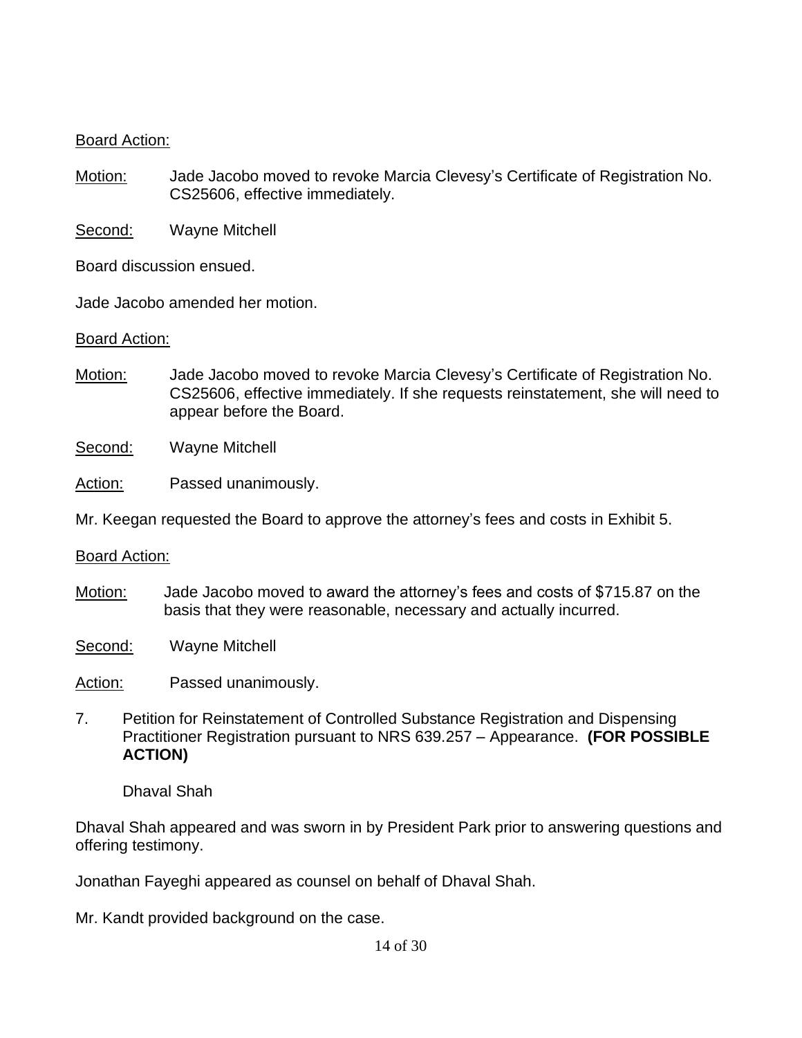<u>Board Action:</u>

<u>Motion:</u> Jade Jacobo moved to revoke Marcia Clevesy's Certificate of Registration No. CS25606, effective immediately.

<u>Second:</u> Wayne Mitchell

Board discussion ensued.

Jade Jacobo amended her motion.

<u>Board Action:</u>

<u>Motion:</u> Jade Jacobo moved to revoke Marcia Clevesy's Certificate of Registration No. CS25606, effective immediately. If she requests reinstatement, she will need to appear before the Board.

<u>Second:</u> Wayne Mitchell

<u>Action:</u> Passed unanimously.

Mr. Keegan requested the Board to approve the attorney's fees and costs in Exhibit 5.

<u>Board Action:</u>

<u>Motion:</u> Jade Jacobo moved to award the attorney's fees and costs of $715.87 on the basis that they were reasonable, necessary and actually incurred.

<u>Second:</u> Wayne Mitchell

<u>Action:</u> Passed unanimously.

7. Petition for Reinstatement of Controlled Substance Registration and Dispensing Practitioner Registration pursuant to NRS 639.257 – Appearance. **(FOR POSSIBLE ACTION)**

   Dhaval Shah

Dhaval Shah appeared and was sworn in by President Park prior to answering questions and offering testimony.

Jonathan Fayeghi appeared as counsel on behalf of Dhaval Shah.

Mr. Kandt provided background on the case.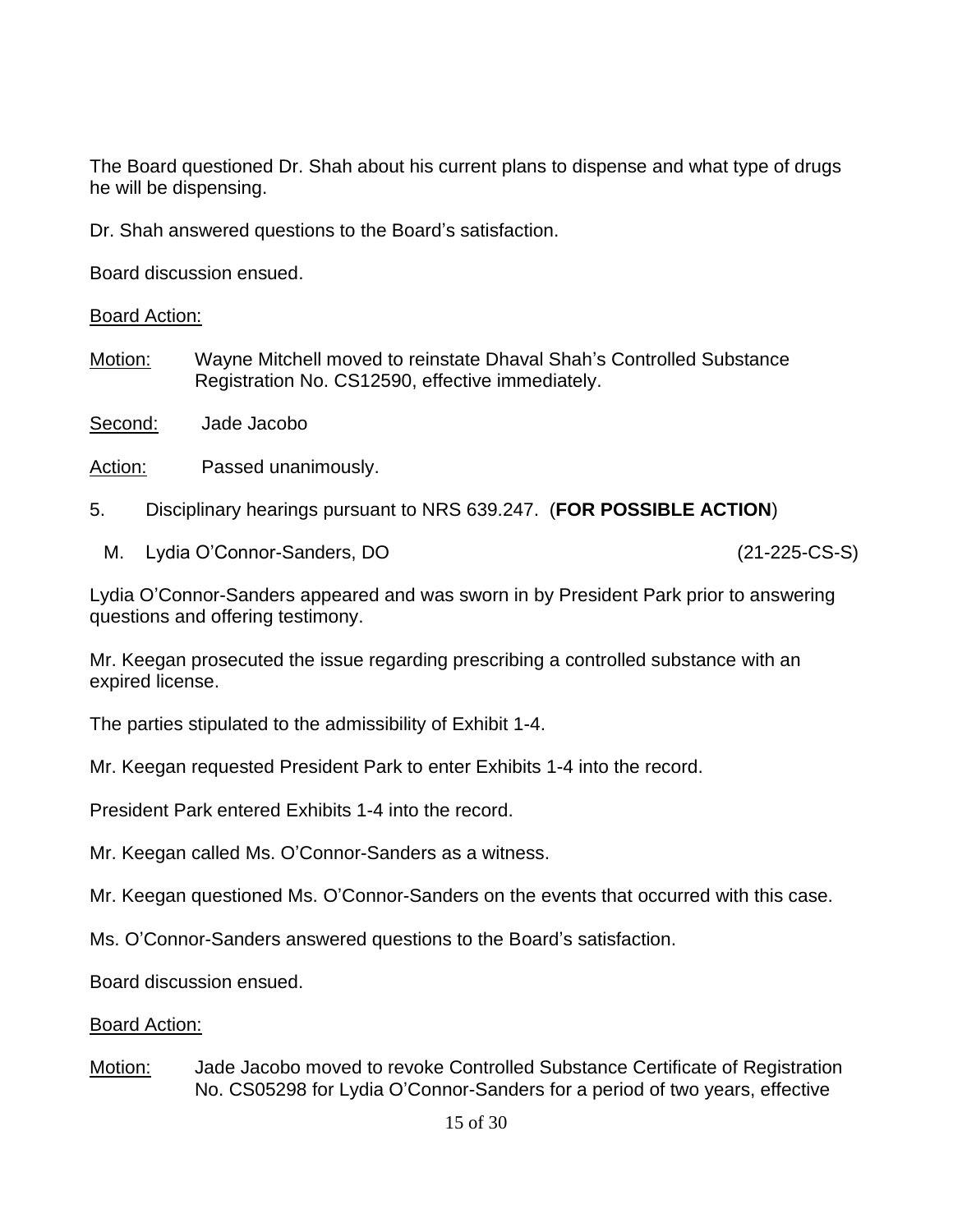The Board questioned Dr. Shah about his current plans to dispense and what type of drugs he will be dispensing.

Dr. Shah answered questions to the Board's satisfaction.

Board discussion ensued.

<u>Board Action:</u>

<u>Motion:</u> Wayne Mitchell moved to reinstate Dhaval Shah's Controlled Substance Registration No. CS12590, effective immediately.

<u>Second:</u> Jade Jacobo

<u>Action:</u> Passed unanimously.

5. Disciplinary hearings pursuant to NRS 639.247. (**FOR POSSIBLE ACTION**)

M. Lydia O'Connor-Sanders, DO (21-225-CS-S)

Lydia O'Connor-Sanders appeared and was sworn in by President Park prior to answering questions and offering testimony.

Mr. Keegan prosecuted the issue regarding prescribing a controlled substance with an expired license.

The parties stipulated to the admissibility of Exhibit 1-4.

Mr. Keegan requested President Park to enter Exhibits 1-4 into the record.

President Park entered Exhibits 1-4 into the record.

Mr. Keegan called Ms. O'Connor-Sanders as a witness.

Mr. Keegan questioned Ms. O'Connor-Sanders on the events that occurred with this case.

Ms. O'Connor-Sanders answered questions to the Board's satisfaction.

Board discussion ensued.

<u>Board Action:</u>

<u>Motion:</u> Jade Jacobo moved to revoke Controlled Substance Certificate of Registration No. CS05298 for Lydia O'Connor-Sanders for a period of two years, effective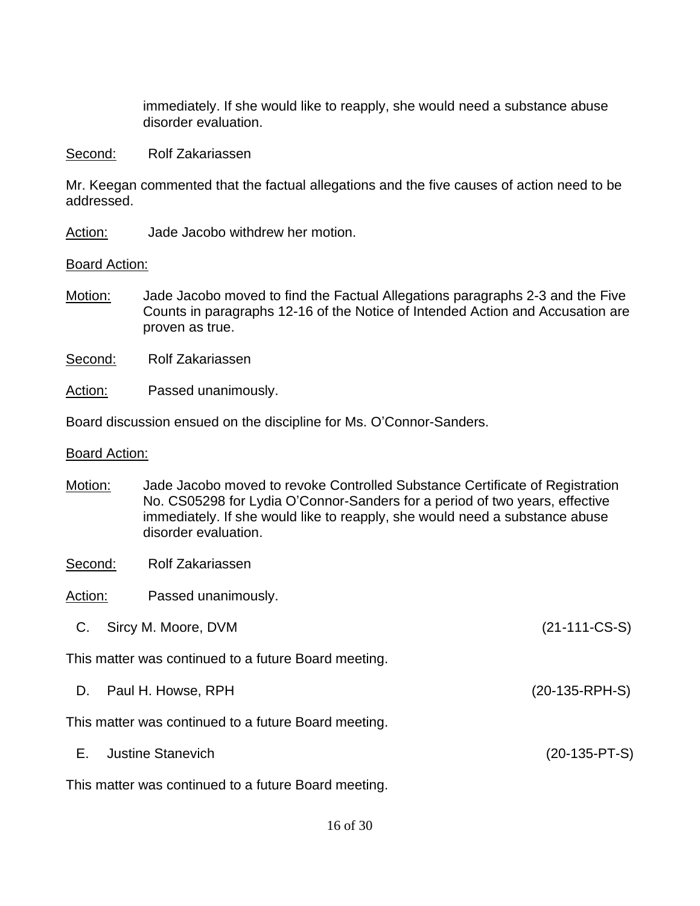immediately. If she would like to reapply, she would need a substance abuse disorder evaluation.

<u>Second:</u> Rolf Zakariassen

Mr. Keegan commented that the factual allegations and the five causes of action need to be addressed.

<u>Action:</u> Jade Jacobo withdrew her motion.

<u>Board Action:</u>

<u>Motion:</u> Jade Jacobo moved to find the Factual Allegations paragraphs 2-3 and the Five Counts in paragraphs 12-16 of the Notice of Intended Action and Accusation are proven as true.

<u>Second:</u> Rolf Zakariassen

<u>Action:</u> Passed unanimously.

Board discussion ensued on the discipline for Ms. O'Connor-Sanders.

<u>Board Action:</u>

<u>Motion:</u> Jade Jacobo moved to revoke Controlled Substance Certificate of Registration No. CS05298 for Lydia O'Connor-Sanders for a period of two years, effective immediately. If she would like to reapply, she would need a substance abuse disorder evaluation.

<u>Second:</u> Rolf Zakariassen

<u>Action:</u> Passed unanimously.

C. Sircy M. Moore, DVM (21-111-CS-S)

This matter was continued to a future Board meeting.

D. Paul H. Howse, RPH (20-135-RPH-S)

This matter was continued to a future Board meeting.

E. Justine Stanevich (20-135-PT-S)

This matter was continued to a future Board meeting.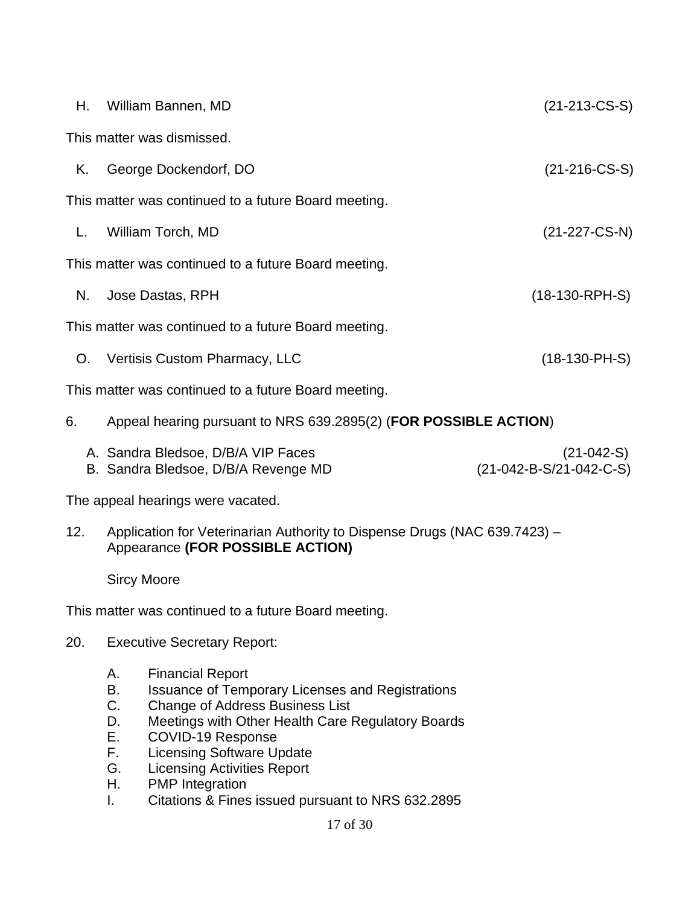H. William Bannen, MD (21-213-CS-S)

This matter was dismissed.

K. George Dockendorf, DO (21-216-CS-S)

This matter was continued to a future Board meeting.

L. William Torch, MD (21-227-CS-N)

This matter was continued to a future Board meeting.

N. Jose Dastas, RPH (18-130-RPH-S)

This matter was continued to a future Board meeting.

O. Vertisis Custom Pharmacy, LLC (18-130-PH-S)

This matter was continued to a future Board meeting.

6. Appeal hearing pursuant to NRS 639.2895(2) (**FOR POSSIBLE ACTION**)

A. Sandra Bledsoe, D/B/A VIP Faces (21-042-S)
B. Sandra Bledsoe, D/B/A Revenge MD (21-042-B-S/21-042-C-S)

The appeal hearings were vacated.

12. Application for Veterinarian Authority to Dispense Drugs (NAC 639.7423) – Appearance **(FOR POSSIBLE ACTION)**

Sircy Moore

This matter was continued to a future Board meeting.

20. Executive Secretary Report:

A. Financial Report
B. Issuance of Temporary Licenses and Registrations
C. Change of Address Business List
D. Meetings with Other Health Care Regulatory Boards
E. COVID-19 Response
F. Licensing Software Update
G. Licensing Activities Report
H. PMP Integration
I. Citations & Fines issued pursuant to NRS 632.2895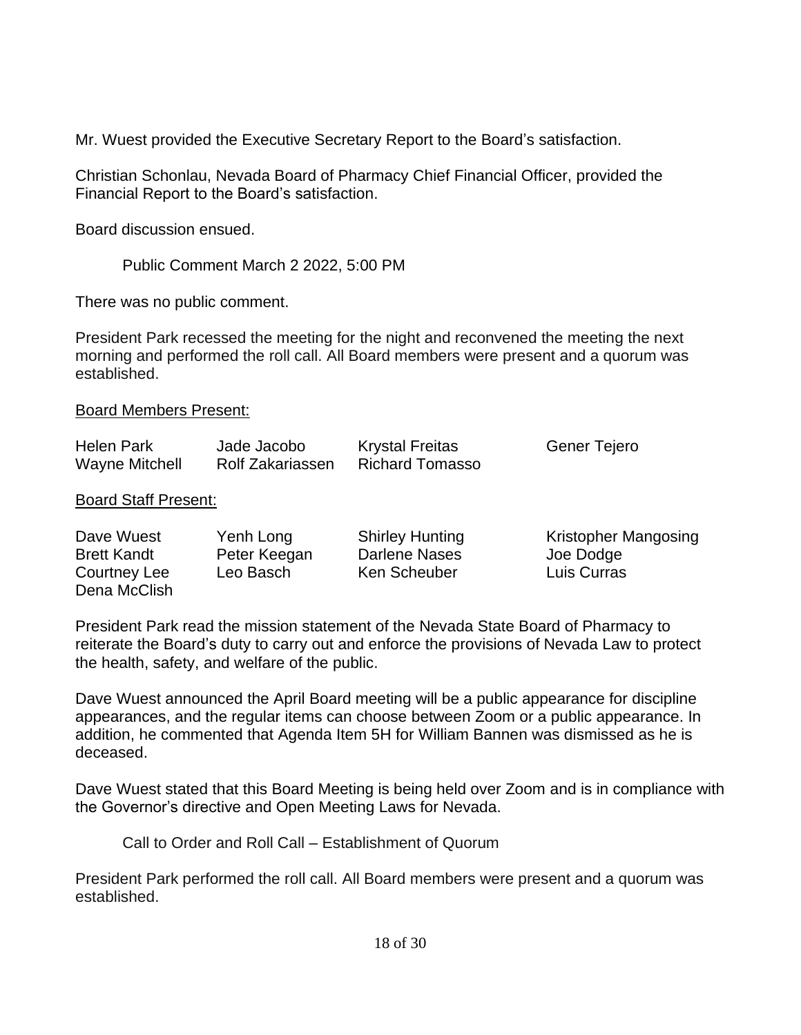Mr. Wuest provided the Executive Secretary Report to the Board's satisfaction.

Christian Schonlau, Nevada Board of Pharmacy Chief Financial Officer, provided the Financial Report to the Board's satisfaction.

Board discussion ensued.

Public Comment March 2 2022, 5:00 PM

There was no public comment.

President Park recessed the meeting for the night and reconvened the meeting the next morning and performed the roll call. All Board members were present and a quorum was established.

<u>Board Members Present:</u>

| | | | |
|---|---|---|---|
| Helen Park | Jade Jacobo | Krystal Freitas | Gener Tejero |
| Wayne Mitchell | Rolf Zakariassen | Richard Tomasso | |

<u>Board Staff Present:</u>

| | | | |
|---|---|---|---|
| Dave Wuest | Yenh Long | Shirley Hunting | Kristopher Mangosing |
| Brett Kandt | Peter Keegan | Darlene Nases | Joe Dodge |
| Courtney Lee | Leo Basch | Ken Scheuber | Luis Curras |
| Dena McClish | | | |

President Park read the mission statement of the Nevada State Board of Pharmacy to reiterate the Board's duty to carry out and enforce the provisions of Nevada Law to protect the health, safety, and welfare of the public.

Dave Wuest announced the April Board meeting will be a public appearance for discipline appearances, and the regular items can choose between Zoom or a public appearance. In addition, he commented that Agenda Item 5H for William Bannen was dismissed as he is deceased.

Dave Wuest stated that this Board Meeting is being held over Zoom and is in compliance with the Governor's directive and Open Meeting Laws for Nevada.

Call to Order and Roll Call – Establishment of Quorum

President Park performed the roll call. All Board members were present and a quorum was established.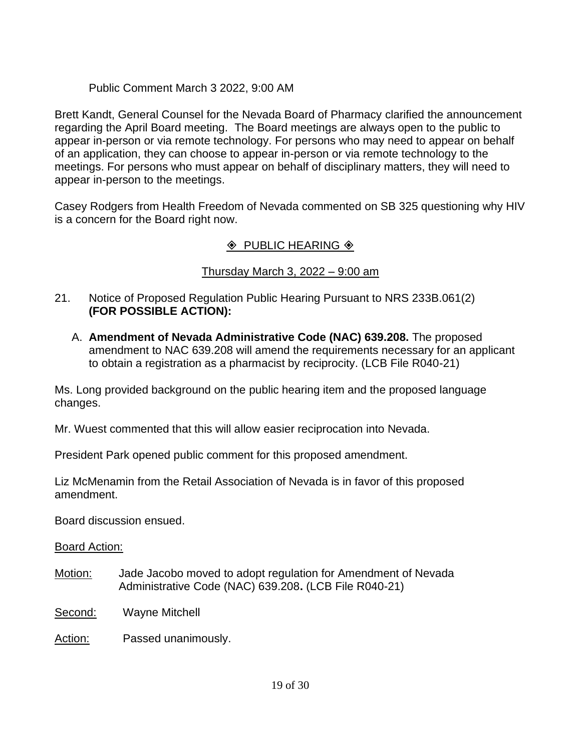Public Comment March 3 2022, 9:00 AM

Brett Kandt, General Counsel for the Nevada Board of Pharmacy clarified the announcement regarding the April Board meeting. The Board meetings are always open to the public to appear in-person or via remote technology. For persons who may need to appear on behalf of an application, they can choose to appear in-person or via remote technology to the meetings. For persons who must appear on behalf of disciplinary matters, they will need to appear in-person to the meetings.

Casey Rodgers from Health Freedom of Nevada commented on SB 325 questioning why HIV is a concern for the Board right now.

◈ PUBLIC HEARING ◈

Thursday March 3, 2022 – 9:00 am

21. Notice of Proposed Regulation Public Hearing Pursuant to NRS 233B.061(2) **(FOR POSSIBLE ACTION):**

   A. **Amendment of Nevada Administrative Code (NAC) 639.208.** The proposed amendment to NAC 639.208 will amend the requirements necessary for an applicant to obtain a registration as a pharmacist by reciprocity. (LCB File R040-21)

Ms. Long provided background on the public hearing item and the proposed language changes.

Mr. Wuest commented that this will allow easier reciprocation into Nevada.

President Park opened public comment for this proposed amendment.

Liz McMenamin from the Retail Association of Nevada is in favor of this proposed amendment.

Board discussion ensued.

Board Action:

Motion: Jade Jacobo moved to adopt regulation for Amendment of Nevada Administrative Code (NAC) 639.208**.** (LCB File R040-21)

Second: Wayne Mitchell

Action: Passed unanimously.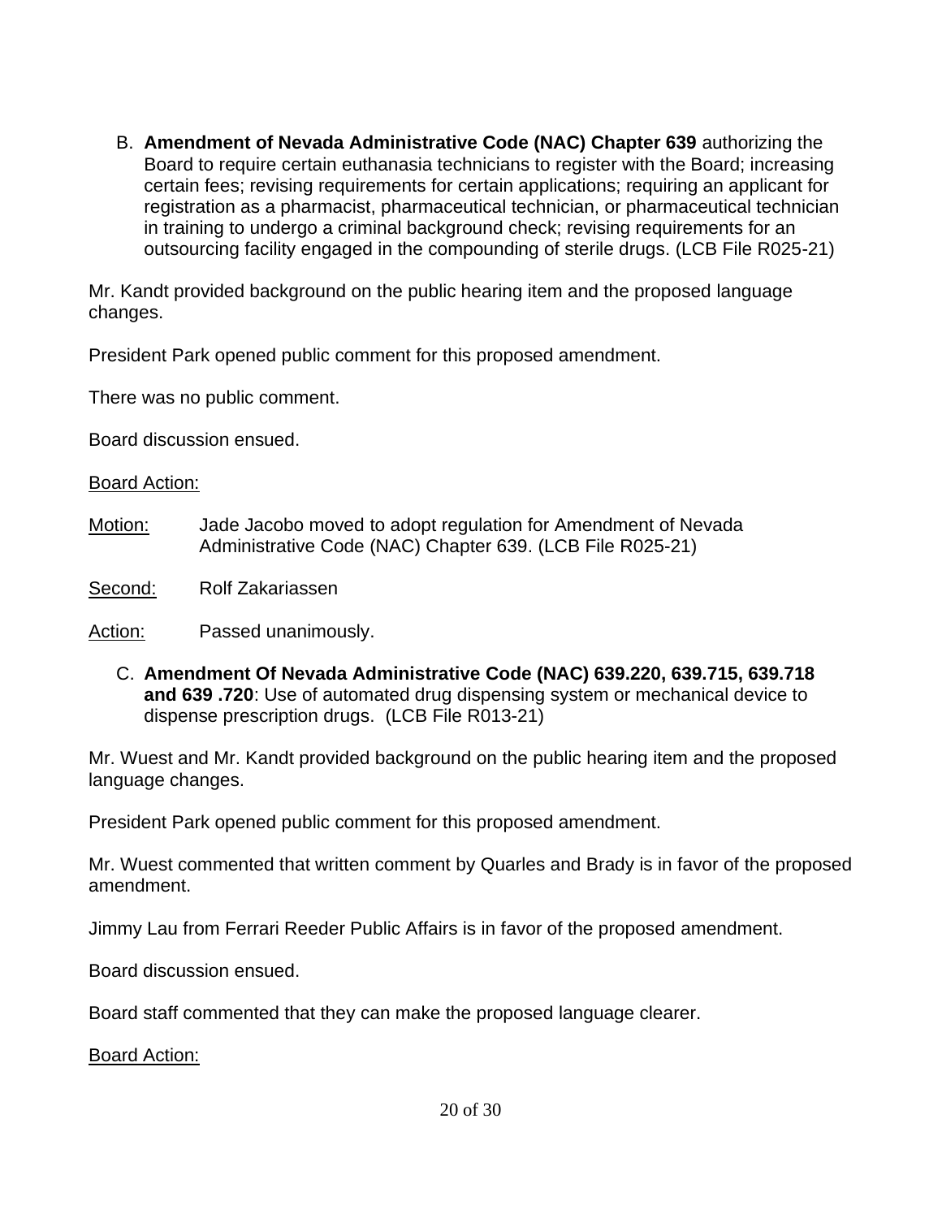B. **Amendment of Nevada Administrative Code (NAC) Chapter 639** authorizing the Board to require certain euthanasia technicians to register with the Board; increasing certain fees; revising requirements for certain applications; requiring an applicant for registration as a pharmacist, pharmaceutical technician, or pharmaceutical technician in training to undergo a criminal background check; revising requirements for an outsourcing facility engaged in the compounding of sterile drugs. (LCB File R025-21)

Mr. Kandt provided background on the public hearing item and the proposed language changes.

President Park opened public comment for this proposed amendment.

There was no public comment.

Board discussion ensued.

<u>Board Action:</u>

<u>Motion:</u> Jade Jacobo moved to adopt regulation for Amendment of Nevada Administrative Code (NAC) Chapter 639. (LCB File R025-21)

<u>Second:</u> Rolf Zakariassen

<u>Action:</u> Passed unanimously.

C. **Amendment Of Nevada Administrative Code (NAC) 639.220, 639.715, 639.718 and 639 .720**: Use of automated drug dispensing system or mechanical device to dispense prescription drugs. (LCB File R013-21)

Mr. Wuest and Mr. Kandt provided background on the public hearing item and the proposed language changes.

President Park opened public comment for this proposed amendment.

Mr. Wuest commented that written comment by Quarles and Brady is in favor of the proposed amendment.

Jimmy Lau from Ferrari Reeder Public Affairs is in favor of the proposed amendment.

Board discussion ensued.

Board staff commented that they can make the proposed language clearer.

<u>Board Action:</u>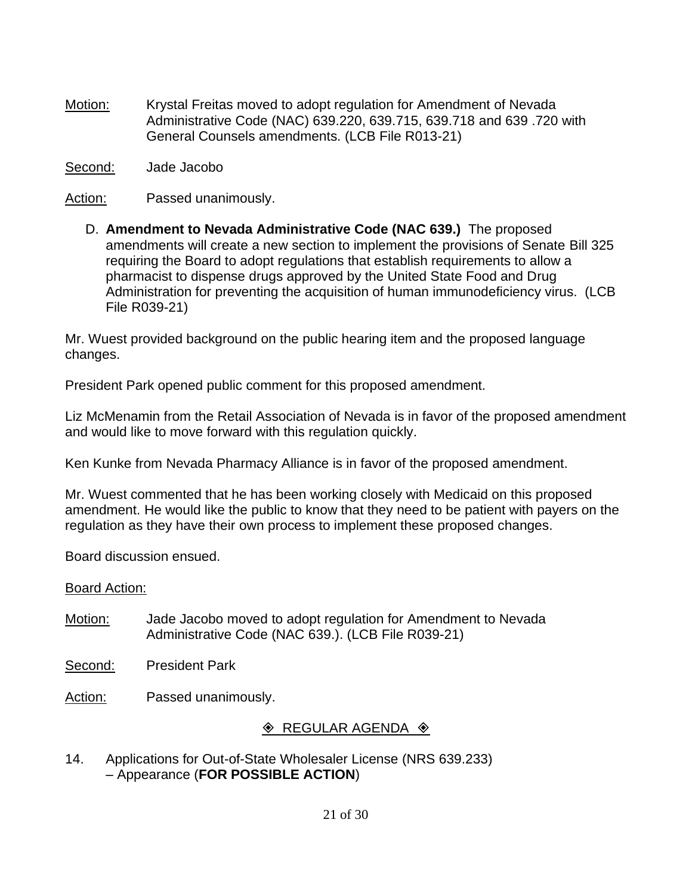Motion: Krystal Freitas moved to adopt regulation for Amendment of Nevada Administrative Code (NAC) 639.220, 639.715, 639.718 and 639 .720 with General Counsels amendments. (LCB File R013-21)

Second: Jade Jacobo

Action: Passed unanimously.

D. **Amendment to Nevada Administrative Code (NAC 639.)** The proposed amendments will create a new section to implement the provisions of Senate Bill 325 requiring the Board to adopt regulations that establish requirements to allow a pharmacist to dispense drugs approved by the United State Food and Drug Administration for preventing the acquisition of human immunodeficiency virus. (LCB File R039-21)

Mr. Wuest provided background on the public hearing item and the proposed language changes.

President Park opened public comment for this proposed amendment.

Liz McMenamin from the Retail Association of Nevada is in favor of the proposed amendment and would like to move forward with this regulation quickly.

Ken Kunke from Nevada Pharmacy Alliance is in favor of the proposed amendment.

Mr. Wuest commented that he has been working closely with Medicaid on this proposed amendment. He would like the public to know that they need to be patient with payers on the regulation as they have their own process to implement these proposed changes.

Board discussion ensued.

Board Action:

Motion: Jade Jacobo moved to adopt regulation for Amendment to Nevada Administrative Code (NAC 639.). (LCB File R039-21)

Second: President Park

Action: Passed unanimously.

## ◈ REGULAR AGENDA ◈

14. Applications for Out-of-State Wholesaler License (NRS 639.233) – Appearance (**FOR POSSIBLE ACTION**)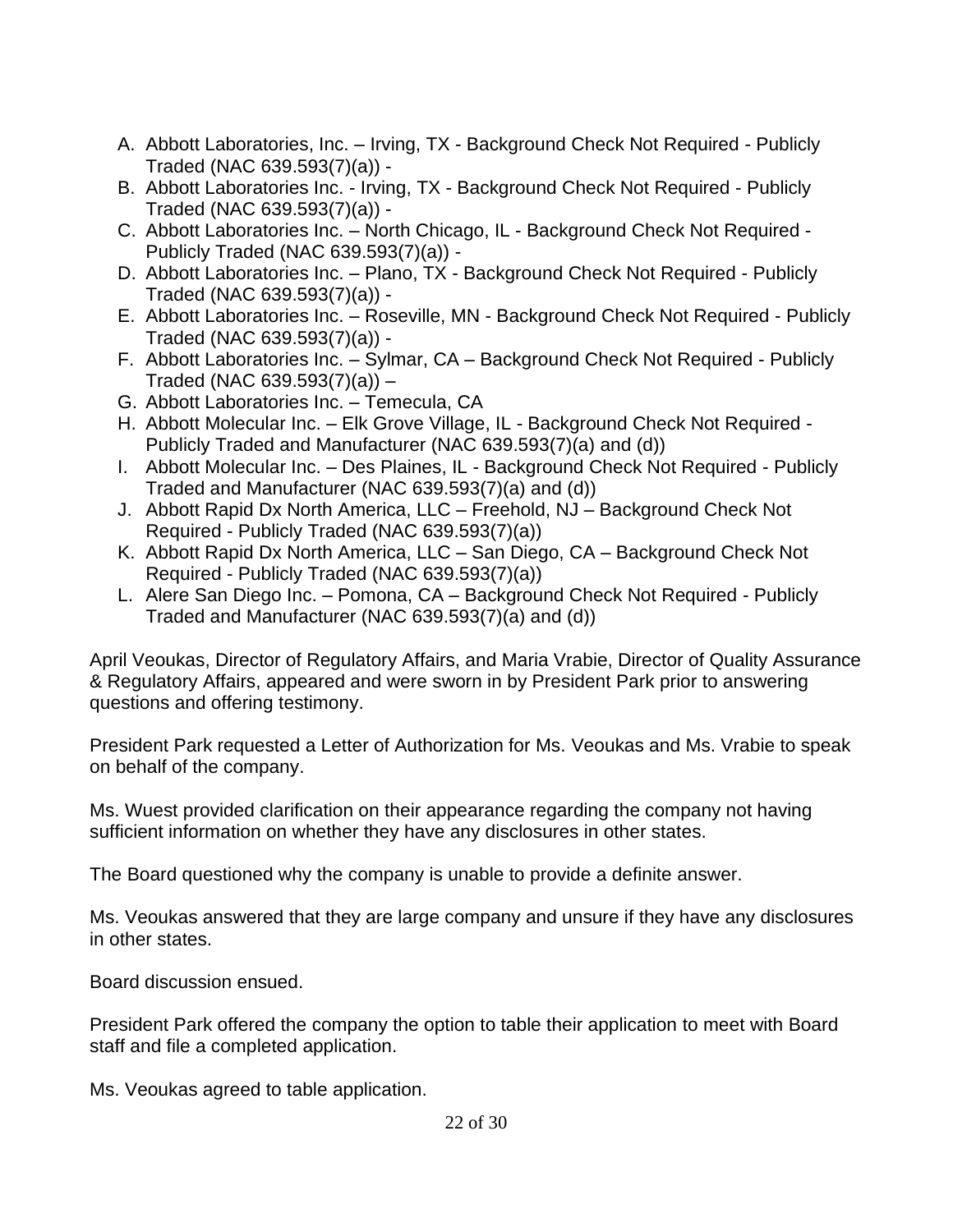A. Abbott Laboratories, Inc. – Irving, TX - Background Check Not Required - Publicly Traded (NAC 639.593(7)(a)) -
B. Abbott Laboratories Inc. - Irving, TX - Background Check Not Required - Publicly Traded (NAC 639.593(7)(a)) -
C. Abbott Laboratories Inc. – North Chicago, IL - Background Check Not Required - Publicly Traded (NAC 639.593(7)(a)) -
D. Abbott Laboratories Inc. – Plano, TX - Background Check Not Required - Publicly Traded (NAC 639.593(7)(a)) -
E. Abbott Laboratories Inc. – Roseville, MN - Background Check Not Required - Publicly Traded (NAC 639.593(7)(a)) -
F. Abbott Laboratories Inc. – Sylmar, CA – Background Check Not Required - Publicly Traded (NAC 639.593(7)(a)) –
G. Abbott Laboratories Inc. – Temecula, CA
H. Abbott Molecular Inc. – Elk Grove Village, IL - Background Check Not Required - Publicly Traded and Manufacturer (NAC 639.593(7)(a) and (d))
I. Abbott Molecular Inc. – Des Plaines, IL - Background Check Not Required - Publicly Traded and Manufacturer (NAC 639.593(7)(a) and (d))
J. Abbott Rapid Dx North America, LLC – Freehold, NJ – Background Check Not Required - Publicly Traded (NAC 639.593(7)(a))
K. Abbott Rapid Dx North America, LLC – San Diego, CA – Background Check Not Required - Publicly Traded (NAC 639.593(7)(a))
L. Alere San Diego Inc. – Pomona, CA – Background Check Not Required - Publicly Traded and Manufacturer (NAC 639.593(7)(a) and (d))

April Veoukas, Director of Regulatory Affairs, and Maria Vrabie, Director of Quality Assurance & Regulatory Affairs, appeared and were sworn in by President Park prior to answering questions and offering testimony.

President Park requested a Letter of Authorization for Ms. Veoukas and Ms. Vrabie to speak on behalf of the company.

Ms. Wuest provided clarification on their appearance regarding the company not having sufficient information on whether they have any disclosures in other states.

The Board questioned why the company is unable to provide a definite answer.

Ms. Veoukas answered that they are large company and unsure if they have any disclosures in other states.

Board discussion ensued.

President Park offered the company the option to table their application to meet with Board staff and file a completed application.

Ms. Veoukas agreed to table application.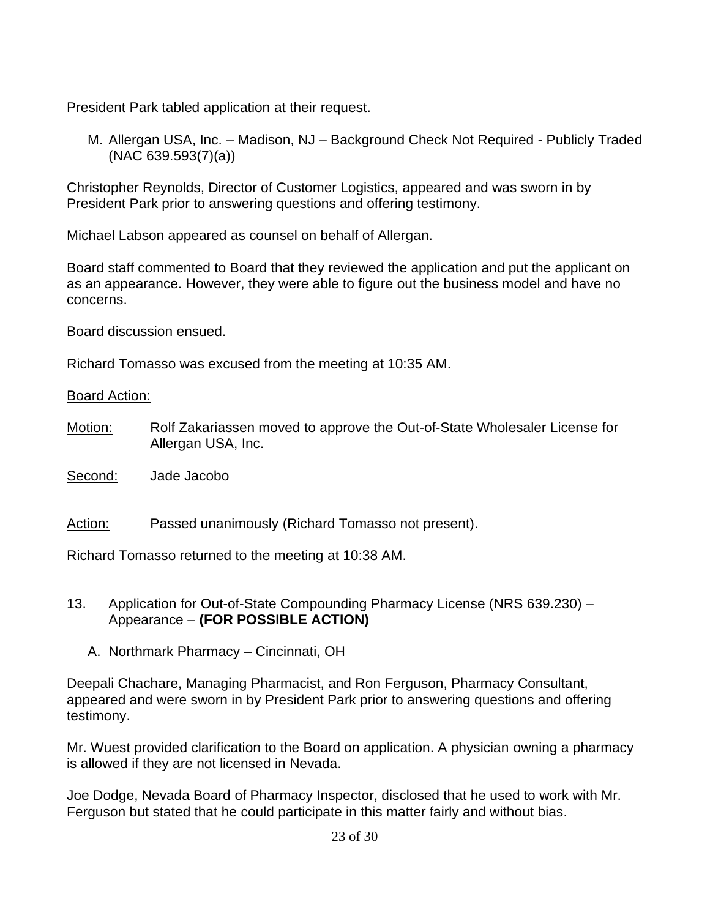President Park tabled application at their request.

M. Allergan USA, Inc. – Madison, NJ – Background Check Not Required - Publicly Traded (NAC 639.593(7)(a))

Christopher Reynolds, Director of Customer Logistics, appeared and was sworn in by President Park prior to answering questions and offering testimony.

Michael Labson appeared as counsel on behalf of Allergan.

Board staff commented to Board that they reviewed the application and put the applicant on as an appearance. However, they were able to figure out the business model and have no concerns.

Board discussion ensued.

Richard Tomasso was excused from the meeting at 10:35 AM.

<u>Board Action:</u>

<u>Motion:</u> Rolf Zakariassen moved to approve the Out-of-State Wholesaler License for Allergan USA, Inc.

<u>Second:</u> Jade Jacobo

<u>Action:</u> Passed unanimously (Richard Tomasso not present).

Richard Tomasso returned to the meeting at 10:38 AM.

13. Application for Out-of-State Compounding Pharmacy License (NRS 639.230) – Appearance – **(FOR POSSIBLE ACTION)**

A. Northmark Pharmacy – Cincinnati, OH

Deepali Chachare, Managing Pharmacist, and Ron Ferguson, Pharmacy Consultant, appeared and were sworn in by President Park prior to answering questions and offering testimony.

Mr. Wuest provided clarification to the Board on application. A physician owning a pharmacy is allowed if they are not licensed in Nevada.

Joe Dodge, Nevada Board of Pharmacy Inspector, disclosed that he used to work with Mr. Ferguson but stated that he could participate in this matter fairly and without bias.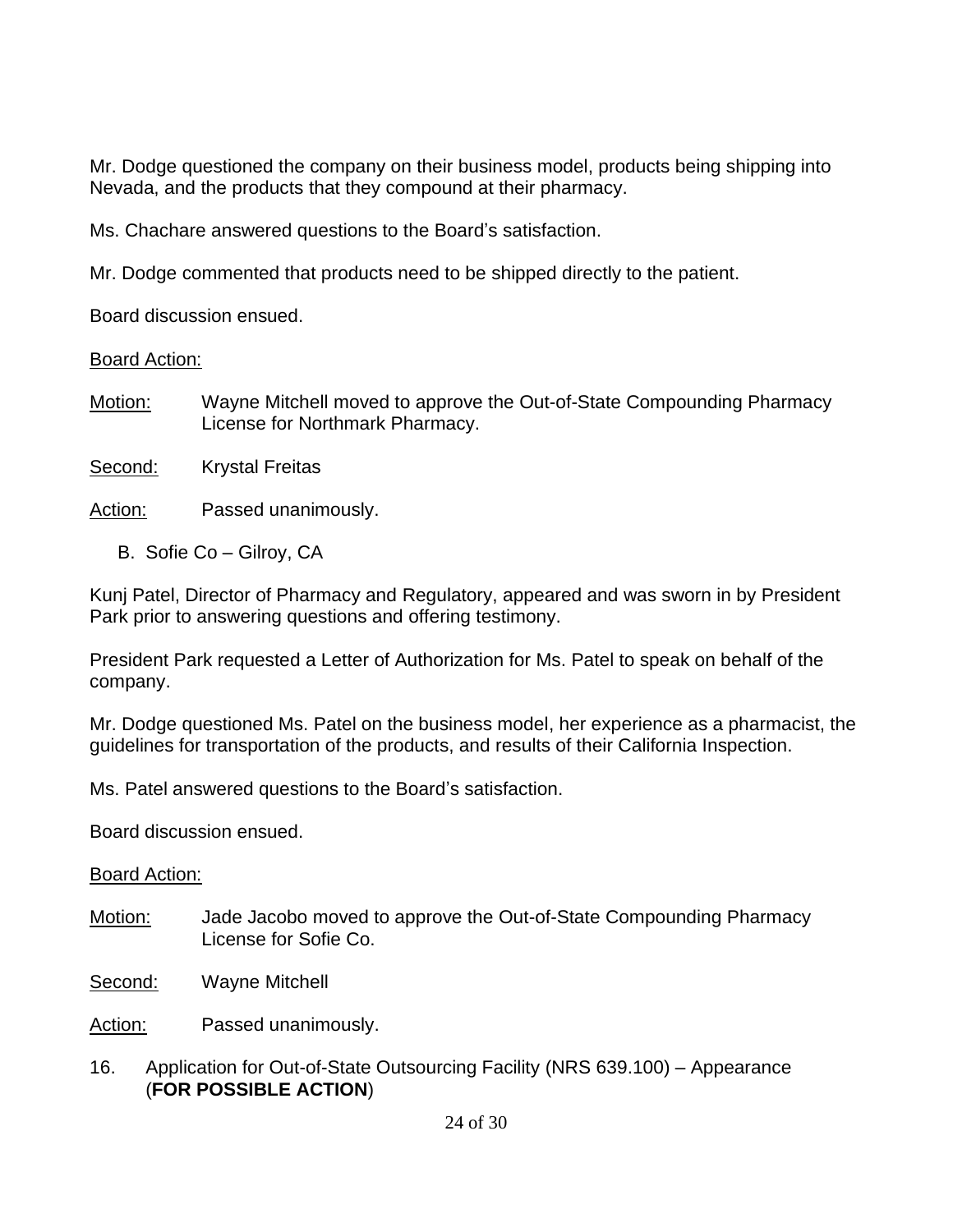Mr. Dodge questioned the company on their business model, products being shipping into Nevada, and the products that they compound at their pharmacy.

Ms. Chachare answered questions to the Board's satisfaction.

Mr. Dodge commented that products need to be shipped directly to the patient.

Board discussion ensued.

Board Action:

Motion: Wayne Mitchell moved to approve the Out-of-State Compounding Pharmacy License for Northmark Pharmacy.

Second: Krystal Freitas

Action: Passed unanimously.

B. Sofie Co – Gilroy, CA

Kunj Patel, Director of Pharmacy and Regulatory, appeared and was sworn in by President Park prior to answering questions and offering testimony.

President Park requested a Letter of Authorization for Ms. Patel to speak on behalf of the company.

Mr. Dodge questioned Ms. Patel on the business model, her experience as a pharmacist, the guidelines for transportation of the products, and results of their California Inspection.

Ms. Patel answered questions to the Board's satisfaction.

Board discussion ensued.

Board Action:

Motion: Jade Jacobo moved to approve the Out-of-State Compounding Pharmacy License for Sofie Co.

Second: Wayne Mitchell

Action: Passed unanimously.

16. Application for Out-of-State Outsourcing Facility (NRS 639.100) – Appearance (**FOR POSSIBLE ACTION**)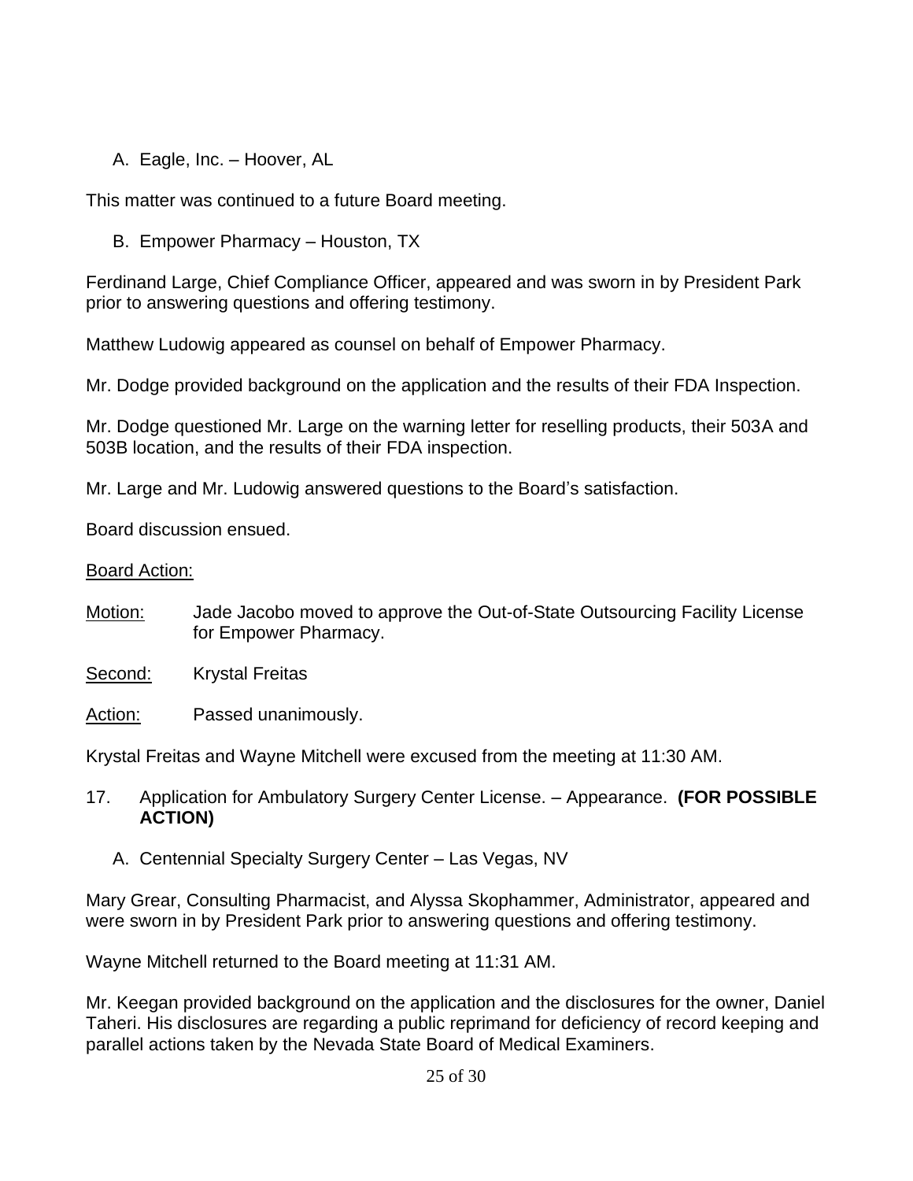A. Eagle, Inc. – Hoover, AL

This matter was continued to a future Board meeting.

B. Empower Pharmacy – Houston, TX

Ferdinand Large, Chief Compliance Officer, appeared and was sworn in by President Park prior to answering questions and offering testimony.

Matthew Ludowig appeared as counsel on behalf of Empower Pharmacy.

Mr. Dodge provided background on the application and the results of their FDA Inspection.

Mr. Dodge questioned Mr. Large on the warning letter for reselling products, their 503A and 503B location, and the results of their FDA inspection.

Mr. Large and Mr. Ludowig answered questions to the Board's satisfaction.

Board discussion ensued.

Board Action:

Motion: Jade Jacobo moved to approve the Out-of-State Outsourcing Facility License for Empower Pharmacy.

Second: Krystal Freitas

Action: Passed unanimously.

Krystal Freitas and Wayne Mitchell were excused from the meeting at 11:30 AM.

17. Application for Ambulatory Surgery Center License. – Appearance. **(FOR POSSIBLE ACTION)**

A. Centennial Specialty Surgery Center – Las Vegas, NV

Mary Grear, Consulting Pharmacist, and Alyssa Skophammer, Administrator, appeared and were sworn in by President Park prior to answering questions and offering testimony.

Wayne Mitchell returned to the Board meeting at 11:31 AM.

Mr. Keegan provided background on the application and the disclosures for the owner, Daniel Taheri. His disclosures are regarding a public reprimand for deficiency of record keeping and parallel actions taken by the Nevada State Board of Medical Examiners.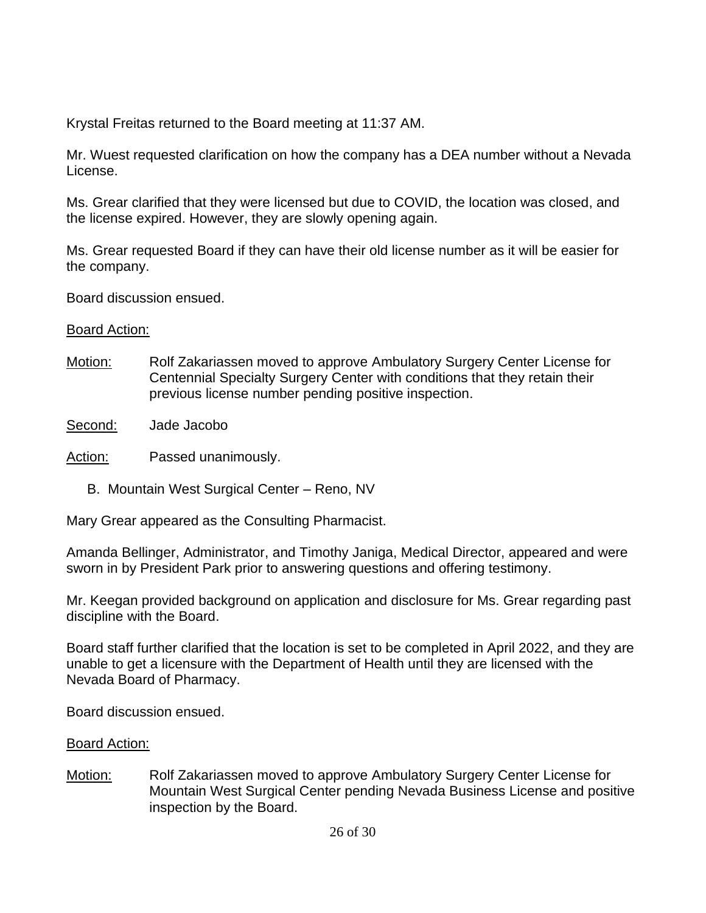Krystal Freitas returned to the Board meeting at 11:37 AM.

Mr. Wuest requested clarification on how the company has a DEA number without a Nevada License.

Ms. Grear clarified that they were licensed but due to COVID, the location was closed, and the license expired. However, they are slowly opening again.

Ms. Grear requested Board if they can have their old license number as it will be easier for the company.

Board discussion ensued.

<u>Board Action:</u>

<u>Motion:</u> Rolf Zakariassen moved to approve Ambulatory Surgery Center License for Centennial Specialty Surgery Center with conditions that they retain their previous license number pending positive inspection.

<u>Second:</u> Jade Jacobo

<u>Action:</u> Passed unanimously.

B. Mountain West Surgical Center – Reno, NV

Mary Grear appeared as the Consulting Pharmacist.

Amanda Bellinger, Administrator, and Timothy Janiga, Medical Director, appeared and were sworn in by President Park prior to answering questions and offering testimony.

Mr. Keegan provided background on application and disclosure for Ms. Grear regarding past discipline with the Board.

Board staff further clarified that the location is set to be completed in April 2022, and they are unable to get a licensure with the Department of Health until they are licensed with the Nevada Board of Pharmacy.

Board discussion ensued.

<u>Board Action:</u>

<u>Motion:</u> Rolf Zakariassen moved to approve Ambulatory Surgery Center License for Mountain West Surgical Center pending Nevada Business License and positive inspection by the Board.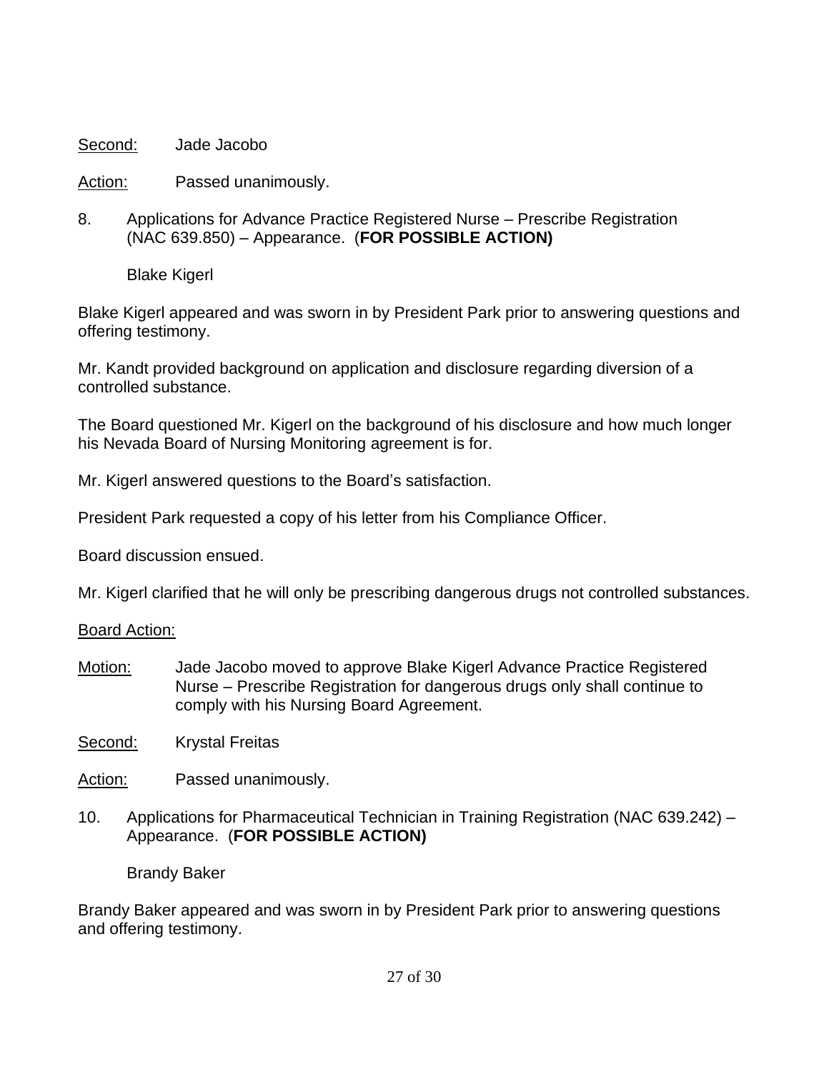Second: Jade Jacobo

Action: Passed unanimously.

8. Applications for Advance Practice Registered Nurse – Prescribe Registration (NAC 639.850) – Appearance. (**FOR POSSIBLE ACTION)**

   Blake Kigerl

Blake Kigerl appeared and was sworn in by President Park prior to answering questions and offering testimony.

Mr. Kandt provided background on application and disclosure regarding diversion of a controlled substance.

The Board questioned Mr. Kigerl on the background of his disclosure and how much longer his Nevada Board of Nursing Monitoring agreement is for.

Mr. Kigerl answered questions to the Board's satisfaction.

President Park requested a copy of his letter from his Compliance Officer.

Board discussion ensued.

Mr. Kigerl clarified that he will only be prescribing dangerous drugs not controlled substances.

Board Action:

Motion: Jade Jacobo moved to approve Blake Kigerl Advance Practice Registered Nurse – Prescribe Registration for dangerous drugs only shall continue to comply with his Nursing Board Agreement.

Second: Krystal Freitas

Action: Passed unanimously.

10. Applications for Pharmaceutical Technician in Training Registration (NAC 639.242) – Appearance. (**FOR POSSIBLE ACTION)**

   Brandy Baker

Brandy Baker appeared and was sworn in by President Park prior to answering questions and offering testimony.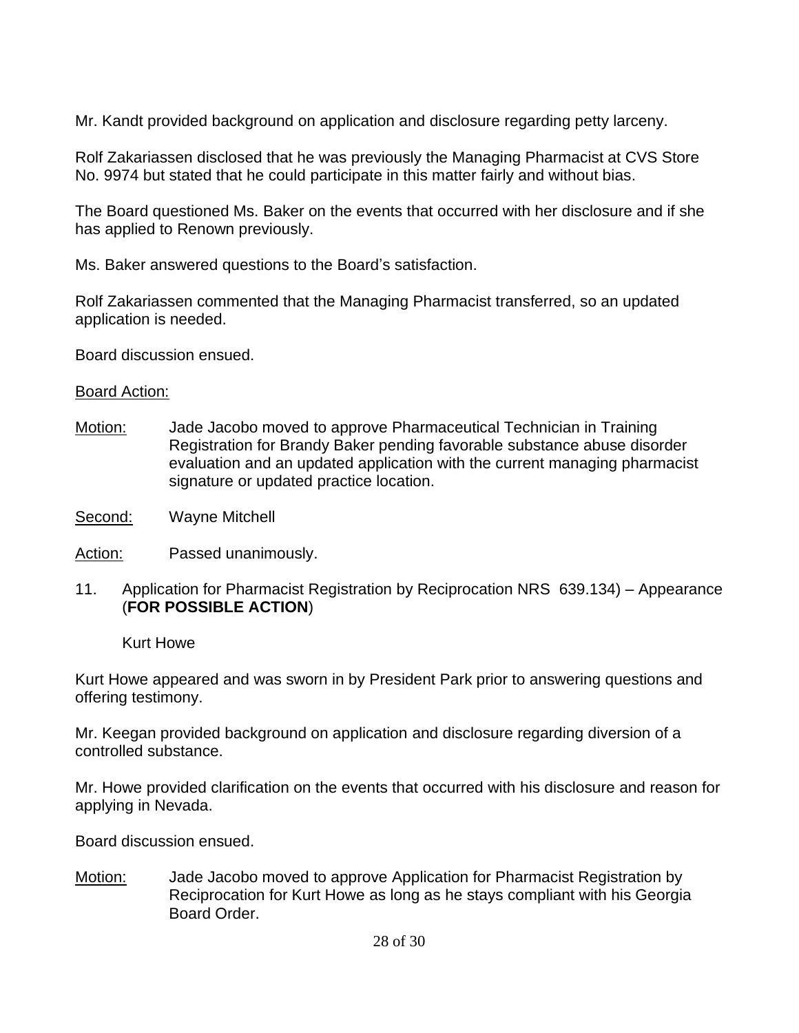Mr. Kandt provided background on application and disclosure regarding petty larceny.

Rolf Zakariassen disclosed that he was previously the Managing Pharmacist at CVS Store No. 9974 but stated that he could participate in this matter fairly and without bias.

The Board questioned Ms. Baker on the events that occurred with her disclosure and if she has applied to Renown previously.

Ms. Baker answered questions to the Board's satisfaction.

Rolf Zakariassen commented that the Managing Pharmacist transferred, so an updated application is needed.

Board discussion ensued.

Board Action:

Motion: Jade Jacobo moved to approve Pharmaceutical Technician in Training Registration for Brandy Baker pending favorable substance abuse disorder evaluation and an updated application with the current managing pharmacist signature or updated practice location.

Second: Wayne Mitchell

Action: Passed unanimously.

11. Application for Pharmacist Registration by Reciprocation NRS 639.134) – Appearance (**FOR POSSIBLE ACTION**)

    Kurt Howe

Kurt Howe appeared and was sworn in by President Park prior to answering questions and offering testimony.

Mr. Keegan provided background on application and disclosure regarding diversion of a controlled substance.

Mr. Howe provided clarification on the events that occurred with his disclosure and reason for applying in Nevada.

Board discussion ensued.

Motion: Jade Jacobo moved to approve Application for Pharmacist Registration by Reciprocation for Kurt Howe as long as he stays compliant with his Georgia Board Order.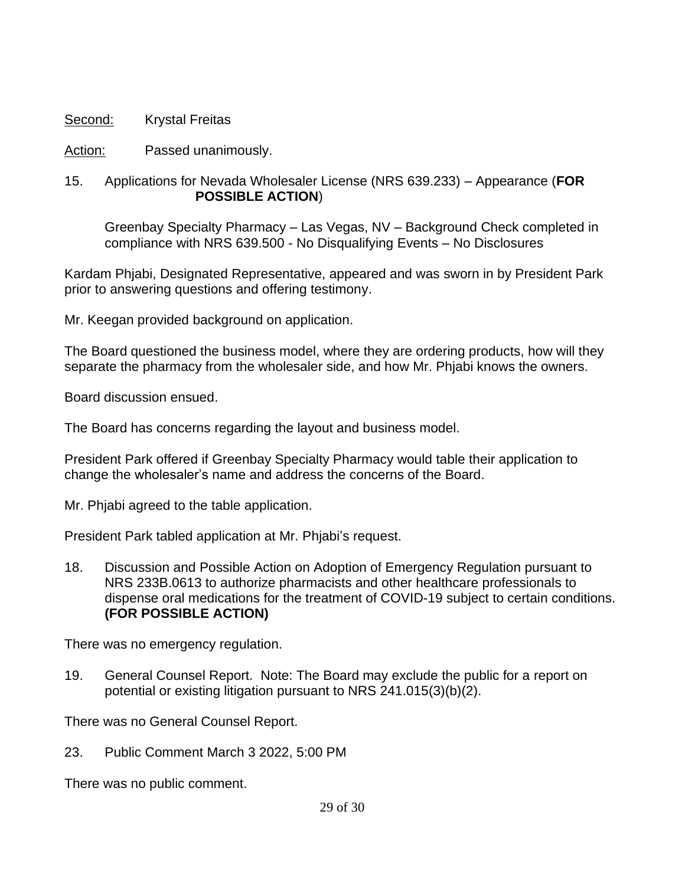Second: Krystal Freitas

Action: Passed unanimously.

15. Applications for Nevada Wholesaler License (NRS 639.233) – Appearance (**FOR POSSIBLE ACTION**)

    Greenbay Specialty Pharmacy – Las Vegas, NV – Background Check completed in compliance with NRS 639.500 - No Disqualifying Events – No Disclosures

Kardam Phjabi, Designated Representative, appeared and was sworn in by President Park prior to answering questions and offering testimony.

Mr. Keegan provided background on application.

The Board questioned the business model, where they are ordering products, how will they separate the pharmacy from the wholesaler side, and how Mr. Phjabi knows the owners.

Board discussion ensued.

The Board has concerns regarding the layout and business model.

President Park offered if Greenbay Specialty Pharmacy would table their application to change the wholesaler's name and address the concerns of the Board.

Mr. Phjabi agreed to the table application.

President Park tabled application at Mr. Phjabi's request.

18. Discussion and Possible Action on Adoption of Emergency Regulation pursuant to NRS 233B.0613 to authorize pharmacists and other healthcare professionals to dispense oral medications for the treatment of COVID-19 subject to certain conditions. **(FOR POSSIBLE ACTION)**

There was no emergency regulation.

19. General Counsel Report. Note: The Board may exclude the public for a report on potential or existing litigation pursuant to NRS 241.015(3)(b)(2).

There was no General Counsel Report.

23. Public Comment March 3 2022, 5:00 PM

There was no public comment.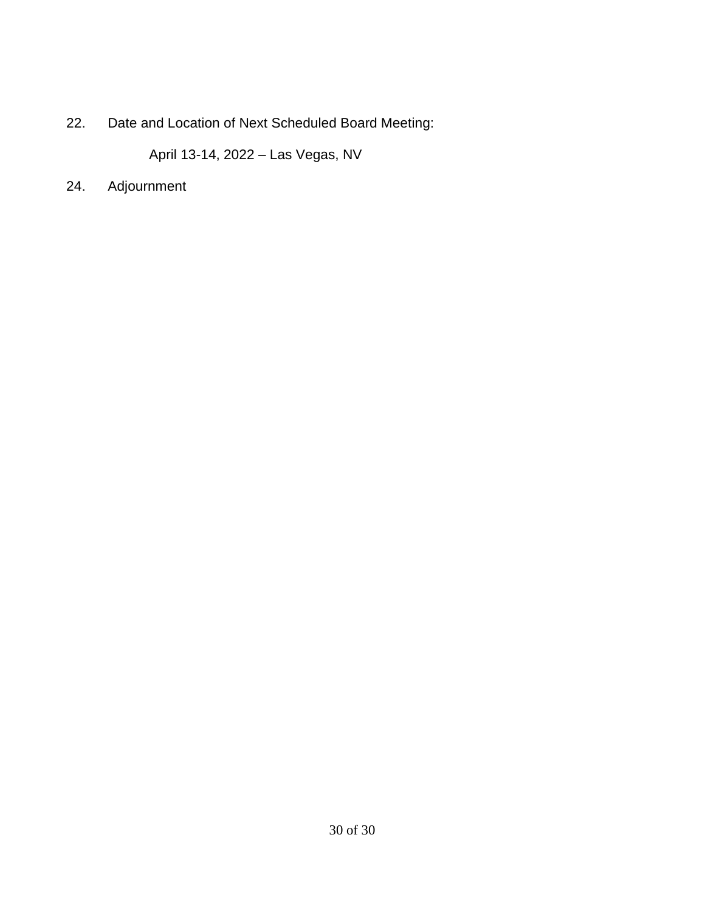22. Date and Location of Next Scheduled Board Meeting:

    April 13-14, 2022 – Las Vegas, NV

24. Adjournment